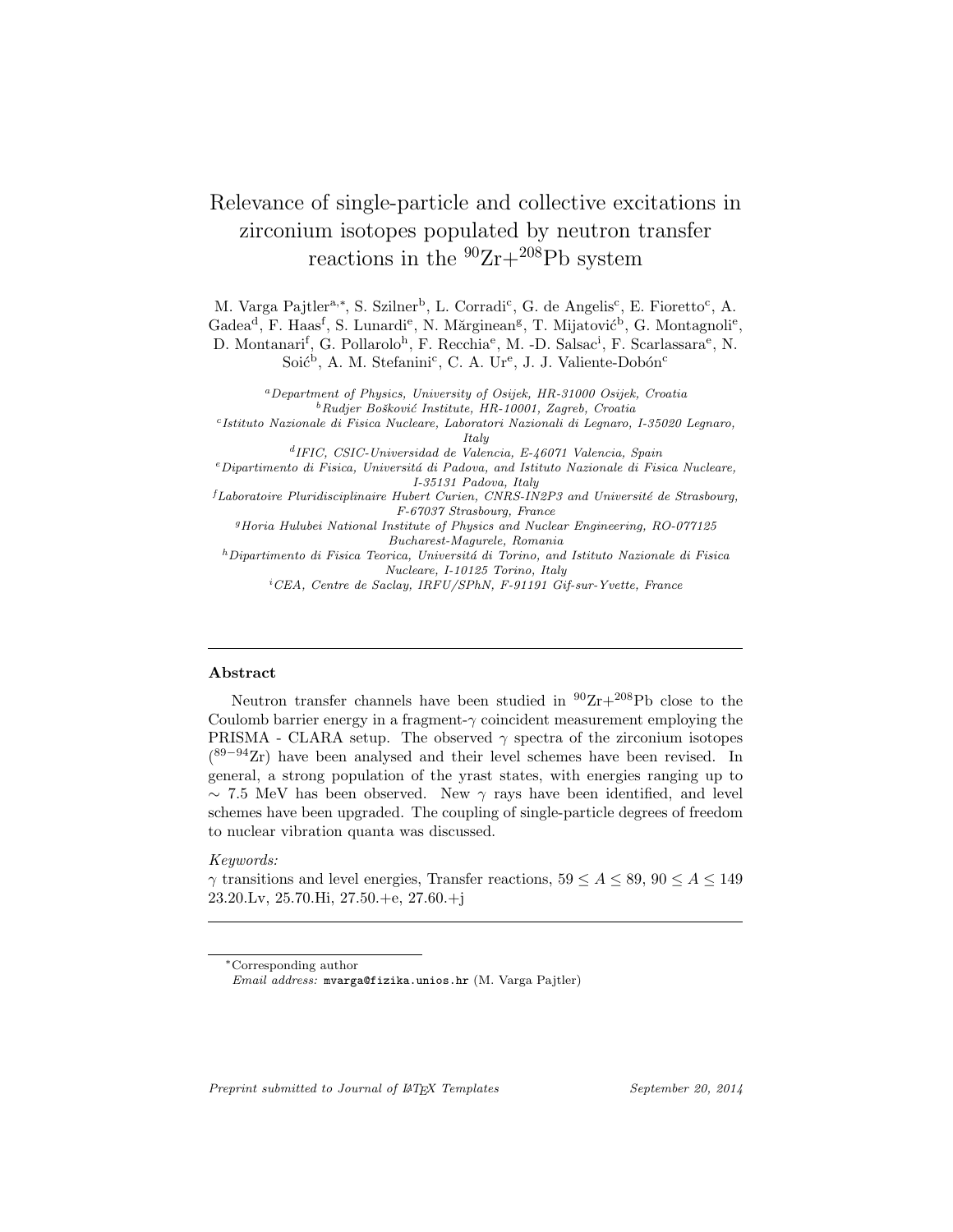# Relevance of single-particle and collective excitations in zirconium isotopes populated by neutron transfer reactions in the $^{90}$Zr+$^{208}$Pb system

M. Varga Pajtler[a,*], S. Szilner[b], L. Corradi[c], G. de Angelis[c], E. Fioretto[c], A. Gadea[d], F. Haas[f], S. Lunardi[e], N. Mărginean[g], T. Mijatović[b], G. Montagnoli[e], D. Montanari[f], G. Pollarolo[h], F. Recchia[e], M. -D. Salsac[i], F. Scarlassara[e], N. Soić[b], A. M. Stefanini[c], C. A. Ur[e], J. J. Valiente-Dobón[c]

[a]*Department of Physics, University of Osijek, HR-31000 Osijek, Croatia*
[b]*Rudjer Bošković Institute, HR-10001, Zagreb, Croatia*
[c]*Istituto Nazionale di Fisica Nucleare, Laboratori Nazionali di Legnaro, I-35020 Legnaro, Italy*
[d]*IFIC, CSIC-Universidad de Valencia, E-46071 Valencia, Spain*
[e]*Dipartimento di Fisica, Universitá di Padova, and Istituto Nazionale di Fisica Nucleare, I-35131 Padova, Italy*
[f]*Laboratoire Pluridisciplinaire Hubert Curien, CNRS-IN2P3 and Université de Strasbourg, F-67037 Strasbourg, France*
[g]*Horia Hulubei National Institute of Physics and Nuclear Engineering, RO-077125 Bucharest-Magurele, Romania*
[h]*Dipartimento di Fisica Teorica, Universitá di Torino, and Istituto Nazionale di Fisica Nucleare, I-10125 Torino, Italy*
[i]*CEA, Centre de Saclay, IRFU/SPhN, F-91191 Gif-sur-Yvette, France*

## Abstract

Neutron transfer channels have been studied in $^{90}$Zr+$^{208}$Pb close to the Coulomb barrier energy in a fragment-$\gamma$ coincident measurement employing the PRISMA - CLARA setup. The observed $\gamma$ spectra of the zirconium isotopes ($^{89-94}$Zr) have been analysed and their level schemes have been revised. In general, a strong population of the yrast states, with energies ranging up to $\sim$ 7.5 MeV has been observed. New $\gamma$ rays have been identified, and level schemes have been upgraded. The coupling of single-particle degrees of freedom to nuclear vibration quanta was discussed.

*Keywords:*
$\gamma$ transitions and level energies, Transfer reactions, $59 \leq A \leq 89$, $90 \leq A \leq 149$
23.20.Lv, 25.70.Hi, 27.50.+e, 27.60.+j

---

*Corresponding author
*Email address:* mvarga@fizika.unios.hr (M. Varga Pajtler)

*Preprint submitted to Journal of LaTeX Templates* September 20, 2014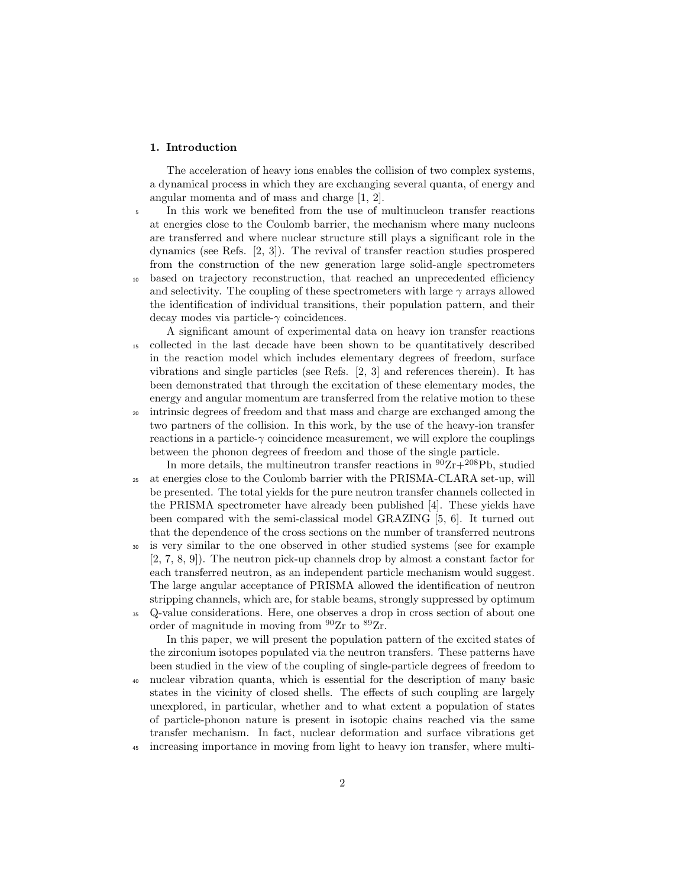## 1. Introduction

The acceleration of heavy ions enables the collision of two complex systems, a dynamical process in which they are exchanging several quanta, of energy and angular momenta and of mass and charge [1, 2].

In this work we benefited from the use of multinucleon transfer reactions at energies close to the Coulomb barrier, the mechanism where many nucleons are transferred and where nuclear structure still plays a significant role in the dynamics (see Refs. [2, 3]). The revival of transfer reaction studies prospered from the construction of the new generation large solid-angle spectrometers based on trajectory reconstruction, that reached an unprecedented efficiency and selectivity. The coupling of these spectrometers with large $\gamma$ arrays allowed the identification of individual transitions, their population pattern, and their decay modes via particle-$\gamma$ coincidences.

A significant amount of experimental data on heavy ion transfer reactions collected in the last decade have been shown to be quantitatively described in the reaction model which includes elementary degrees of freedom, surface vibrations and single particles (see Refs. [2, 3] and references therein). It has been demonstrated that through the excitation of these elementary modes, the energy and angular momentum are transferred from the relative motion to these intrinsic degrees of freedom and that mass and charge are exchanged among the two partners of the collision. In this work, by the use of the heavy-ion transfer reactions in a particle-$\gamma$ coincidence measurement, we will explore the couplings between the phonon degrees of freedom and those of the single particle.

In more details, the multineutron transfer reactions in $^{90}$Zr+$^{208}$Pb, studied at energies close to the Coulomb barrier with the PRISMA-CLARA set-up, will be presented. The total yields for the pure neutron transfer channels collected in the PRISMA spectrometer have already been published [4]. These yields have been compared with the semi-classical model GRAZING [5, 6]. It turned out that the dependence of the cross sections on the number of transferred neutrons is very similar to the one observed in other studied systems (see for example [2, 7, 8, 9]). The neutron pick-up channels drop by almost a constant factor for each transferred neutron, as an independent particle mechanism would suggest. The large angular acceptance of PRISMA allowed the identification of neutron stripping channels, which are, for stable beams, strongly suppressed by optimum Q-value considerations. Here, one observes a drop in cross section of about one order of magnitude in moving from $^{90}$Zr to $^{89}$Zr.

In this paper, we will present the population pattern of the excited states of the zirconium isotopes populated via the neutron transfers. These patterns have been studied in the view of the coupling of single-particle degrees of freedom to nuclear vibration quanta, which is essential for the description of many basic states in the vicinity of closed shells. The effects of such coupling are largely unexplored, in particular, whether and to what extent a population of states of particle-phonon nature is present in isotopic chains reached via the same transfer mechanism. In fact, nuclear deformation and surface vibrations get increasing importance in moving from light to heavy ion transfer, where multi-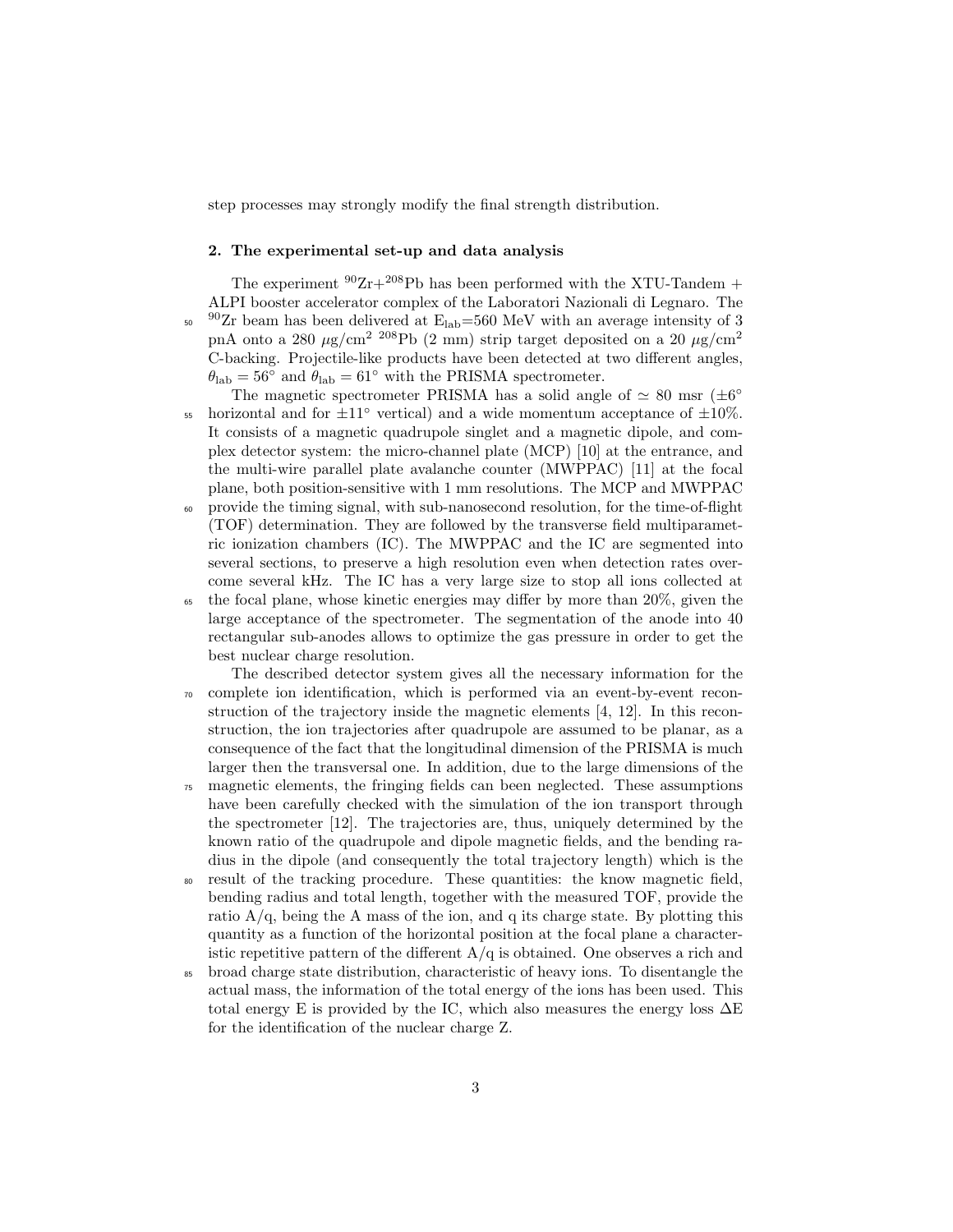step processes may strongly modify the final strength distribution.

## 2. The experimental set-up and data analysis

The experiment $^{90}$Zr+$^{208}$Pb has been performed with the XTU-Tandem + ALPI booster accelerator complex of the Laboratori Nazionali di Legnaro. The $^{90}$Zr beam has been delivered at $E_{\rm lab}$=560 MeV with an average intensity of 3 pnA onto a 280 $\mu$g/cm$^2$ $^{208}$Pb (2 mm) strip target deposited on a 20 $\mu$g/cm$^2$ C-backing. Projectile-like products have been detected at two different angles, $\theta_{\rm lab} = 56^\circ$ and $\theta_{\rm lab} = 61^\circ$ with the PRISMA spectrometer.

The magnetic spectrometer PRISMA has a solid angle of $\simeq$ 80 msr ($\pm 6^\circ$ horizontal and for $\pm 11^\circ$ vertical) and a wide momentum acceptance of $\pm$10%. It consists of a magnetic quadrupole singlet and a magnetic dipole, and complex detector system: the micro-channel plate (MCP) [10] at the entrance, and the multi-wire parallel plate avalanche counter (MWPPAC) [11] at the focal plane, both position-sensitive with 1 mm resolutions. The MCP and MWPPAC provide the timing signal, with sub-nanosecond resolution, for the time-of-flight (TOF) determination. They are followed by the transverse field multiparametric ionization chambers (IC). The MWPPAC and the IC are segmented into several sections, to preserve a high resolution even when detection rates overcome several kHz. The IC has a very large size to stop all ions collected at the focal plane, whose kinetic energies may differ by more than 20%, given the large acceptance of the spectrometer. The segmentation of the anode into 40 rectangular sub-anodes allows to optimize the gas pressure in order to get the best nuclear charge resolution.

The described detector system gives all the necessary information for the complete ion identification, which is performed via an event-by-event reconstruction of the trajectory inside the magnetic elements [4, 12]. In this reconstruction, the ion trajectories after quadrupole are assumed to be planar, as a consequence of the fact that the longitudinal dimension of the PRISMA is much larger then the transversal one. In addition, due to the large dimensions of the magnetic elements, the fringing fields can been neglected. These assumptions have been carefully checked with the simulation of the ion transport through the spectrometer [12]. The trajectories are, thus, uniquely determined by the known ratio of the quadrupole and dipole magnetic fields, and the bending radius in the dipole (and consequently the total trajectory length) which is the result of the tracking procedure. These quantities: the know magnetic field, bending radius and total length, together with the measured TOF, provide the ratio A/q, being the A mass of the ion, and q its charge state. By plotting this quantity as a function of the horizontal position at the focal plane a characteristic repetitive pattern of the different A/q is obtained. One observes a rich and broad charge state distribution, characteristic of heavy ions. To disentangle the actual mass, the information of the total energy of the ions has been used. This total energy E is provided by the IC, which also measures the energy loss $\Delta$E for the identification of the nuclear charge Z.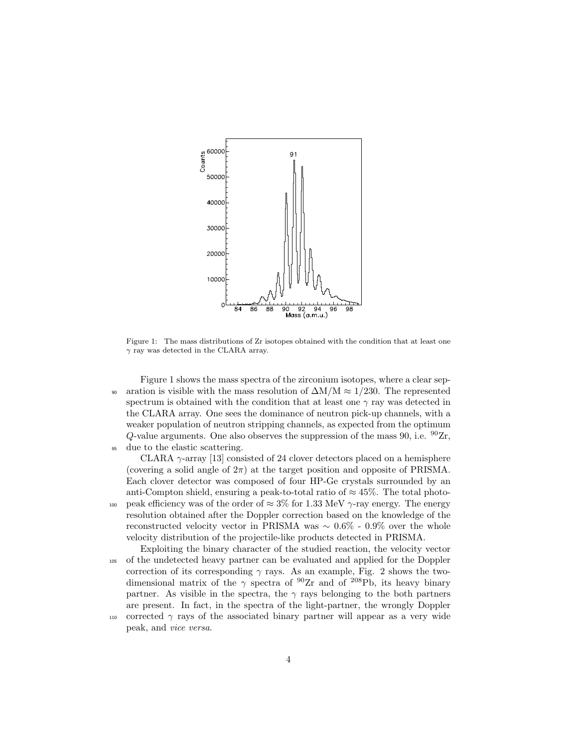Figure 1: The mass distributions of Zr isotopes obtained with the condition that at least one $\gamma$ ray was detected in the CLARA array.

Figure 1 shows the mass spectra of the zirconium isotopes, where a clear separation is visible with the mass resolution of $\Delta M/M \approx 1/230$. The represented spectrum is obtained with the condition that at least one $\gamma$ ray was detected in the CLARA array. One sees the dominance of neutron pick-up channels, with a weaker population of neutron stripping channels, as expected from the optimum $Q$-value arguments. One also observes the suppression of the mass 90, i.e. $^{90}$Zr, due to the elastic scattering.

CLARA $\gamma$-array [13] consisted of 24 clover detectors placed on a hemisphere (covering a solid angle of $2\pi$) at the target position and opposite of PRISMA. Each clover detector was composed of four HP-Ge crystals surrounded by an anti-Compton shield, ensuring a peak-to-total ratio of $\approx 45\%$. The total photo-peak efficiency was of the order of $\approx 3\%$ for 1.33 MeV $\gamma$-ray energy. The energy resolution obtained after the Doppler correction based on the knowledge of the reconstructed velocity vector in PRISMA was $\sim 0.6\%$ - $0.9\%$ over the whole velocity distribution of the projectile-like products detected in PRISMA.

Exploiting the binary character of the studied reaction, the velocity vector of the undetected heavy partner can be evaluated and applied for the Doppler correction of its corresponding $\gamma$ rays. As an example, Fig. 2 shows the two-dimensional matrix of the $\gamma$ spectra of $^{90}$Zr and of $^{208}$Pb, its heavy binary partner. As visible in the spectra, the $\gamma$ rays belonging to the both partners are present. In fact, in the spectra of the light-partner, the wrongly Doppler corrected $\gamma$ rays of the associated binary partner will appear as a very wide peak, and *vice versa*.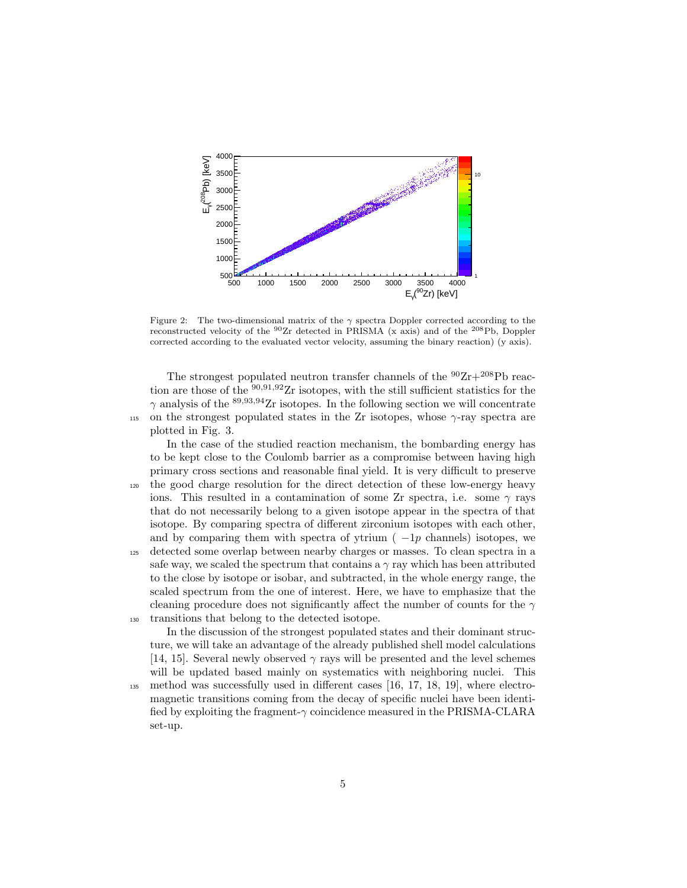Figure 2: The two-dimensional matrix of the $\gamma$ spectra Doppler corrected according to the reconstructed velocity of the $^{90}$Zr detected in PRISMA (x axis) and of the $^{208}$Pb, Doppler corrected according to the evaluated vector velocity, assuming the binary reaction) (y axis).

The strongest populated neutron transfer channels of the $^{90}$Zr+$^{208}$Pb reaction are those of the $^{90,91,92}$Zr isotopes, with the still sufficient statistics for the $\gamma$ analysis of the $^{89,93,94}$Zr isotopes. In the following section we will concentrate on the strongest populated states in the Zr isotopes, whose $\gamma$-ray spectra are plotted in Fig. 3.

In the case of the studied reaction mechanism, the bombarding energy has to be kept close to the Coulomb barrier as a compromise between having high primary cross sections and reasonable final yield. It is very difficult to preserve the good charge resolution for the direct detection of these low-energy heavy ions. This resulted in a contamination of some Zr spectra, i.e. some $\gamma$ rays that do not necessarily belong to a given isotope appear in the spectra of that isotope. By comparing spectra of different zirconium isotopes with each other, and by comparing them with spectra of ytrium ( $-1p$ channels) isotopes, we detected some overlap between nearby charges or masses. To clean spectra in a safe way, we scaled the spectrum that contains a $\gamma$ ray which has been attributed to the close by isotope or isobar, and subtracted, in the whole energy range, the scaled spectrum from the one of interest. Here, we have to emphasize that the cleaning procedure does not significantly affect the number of counts for the $\gamma$ transitions that belong to the detected isotope.

In the discussion of the strongest populated states and their dominant structure, we will take an advantage of the already published shell model calculations [14, 15]. Several newly observed $\gamma$ rays will be presented and the level schemes will be updated based mainly on systematics with neighboring nuclei. This method was successfully used in different cases [16, 17, 18, 19], where electromagnetic transitions coming from the decay of specific nuclei have been identified by exploiting the fragment-$\gamma$ coincidence measured in the PRISMA-CLARA set-up.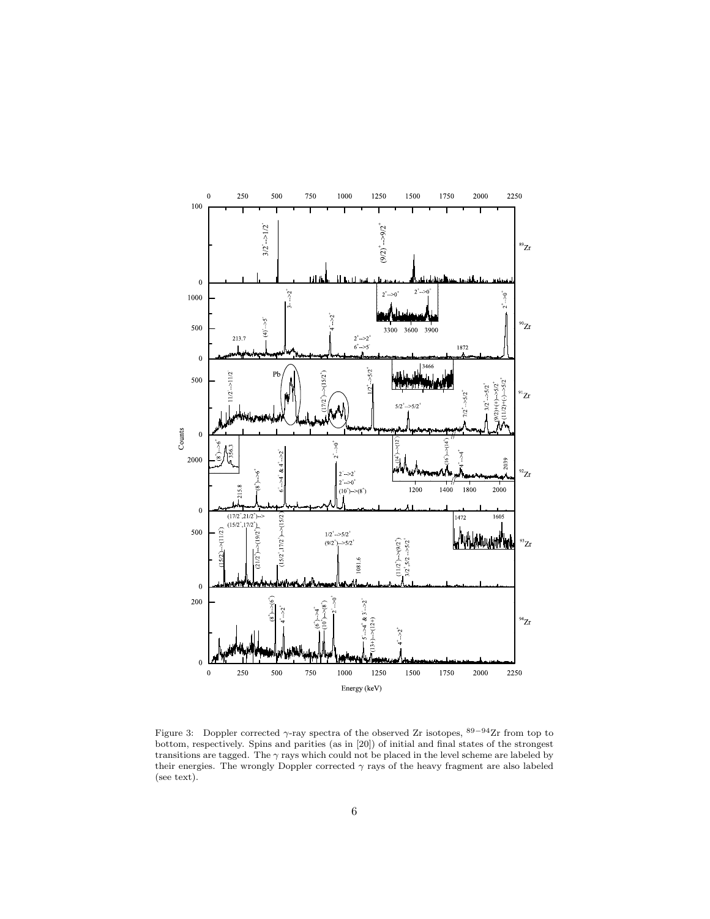Figure 3: Doppler corrected $\gamma$-ray spectra of the observed Zr isotopes, $^{89-94}$Zr from top to bottom, respectively. Spins and parities (as in [20]) of initial and final states of the strongest transitions are tagged. The $\gamma$ rays which could not be placed in the level scheme are labeled by their energies. The wrongly Doppler corrected $\gamma$ rays of the heavy fragment are also labeled (see text).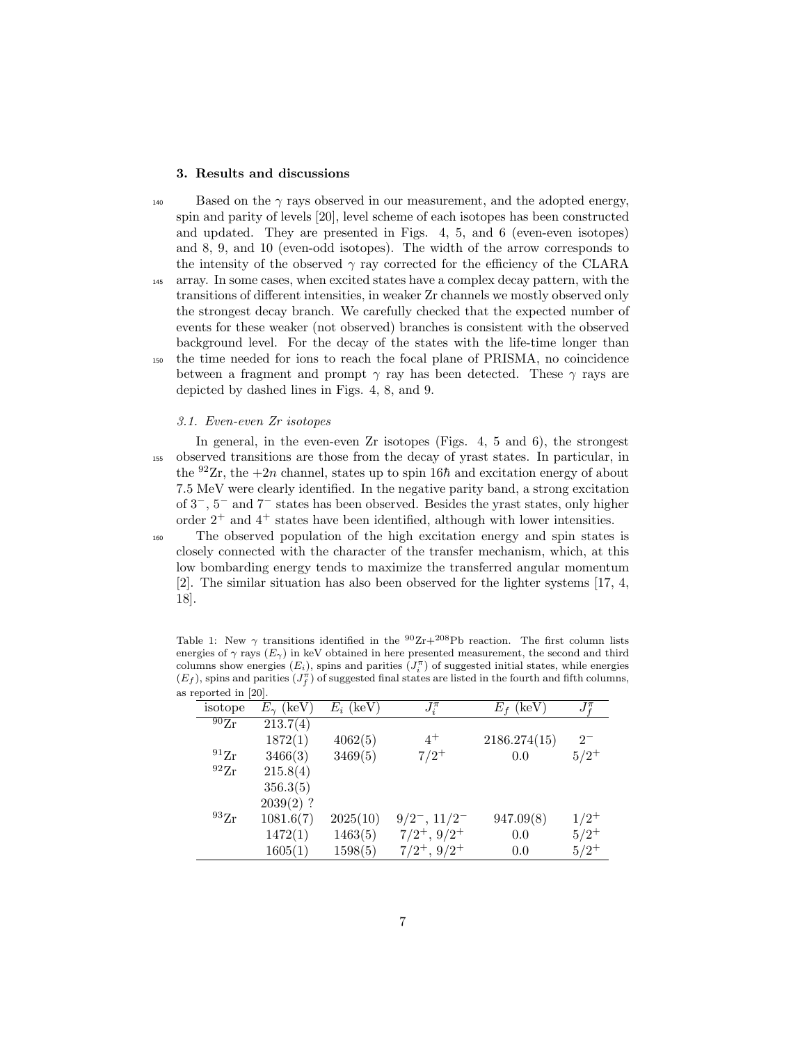## 3. Results and discussions

Based on the $\gamma$ rays observed in our measurement, and the adopted energy, spin and parity of levels [20], level scheme of each isotopes has been constructed and updated. They are presented in Figs. 4, 5, and 6 (even-even isotopes) and 8, 9, and 10 (even-odd isotopes). The width of the arrow corresponds to the intensity of the observed $\gamma$ ray corrected for the efficiency of the CLARA array. In some cases, when excited states have a complex decay pattern, with the transitions of different intensities, in weaker Zr channels we mostly observed only the strongest decay branch. We carefully checked that the expected number of events for these weaker (not observed) branches is consistent with the observed background level. For the decay of the states with the life-time longer than the time needed for ions to reach the focal plane of PRISMA, no coincidence between a fragment and prompt $\gamma$ ray has been detected. These $\gamma$ rays are depicted by dashed lines in Figs. 4, 8, and 9.

### 3.1. Even-even Zr isotopes

In general, in the even-even Zr isotopes (Figs. 4, 5 and 6), the strongest observed transitions are those from the decay of yrast states. In particular, in the $^{92}$Zr, the $+2n$ channel, states up to spin $16\hbar$ and excitation energy of about 7.5 MeV were clearly identified. In the negative parity band, a strong excitation of $3^-$, $5^-$ and $7^-$ states has been observed. Besides the yrast states, only higher order $2^+$ and $4^+$ states have been identified, although with lower intensities.

The observed population of the high excitation energy and spin states is closely connected with the character of the transfer mechanism, which, at this low bombarding energy tends to maximize the transferred angular momentum [2]. The similar situation has also been observed for the lighter systems [17, 4, 18].

Table 1: New $\gamma$ transitions identified in the $^{90}$Zr+$^{208}$Pb reaction. The first column lists energies of $\gamma$ rays ($E_\gamma$) in keV obtained in here presented measurement, the second and third columns show energies ($E_i$), spins and parities ($J_i^\pi$) of suggested initial states, while energies ($E_f$), spins and parities ($J_f^\pi$) of suggested final states are listed in the fourth and fifth columns, as reported in [20].

| isotope | $E_\gamma$ (keV) | $E_i$ (keV) | $J_i^\pi$ | $E_f$ (keV) | $J_f^\pi$ |
|---|---|---|---|---|---|
| $^{90}$Zr | 213.7(4) | | | | |
| | 1872(1) | 4062(5) | $4^+$ | 2186.274(15) | $2^-$ |
| $^{91}$Zr | 3466(3) | 3469(5) | $7/2^+$ | 0.0 | $5/2^+$ |
| $^{92}$Zr | 215.8(4) | | | | |
| | 356.3(5) | | | | |
| | 2039(2) ? | | | | |
| $^{93}$Zr | 1081.6(7) | 2025(10) | $9/2^-$, $11/2^-$ | 947.09(8) | $1/2^+$ |
| | 1472(1) | 1463(5) | $7/2^+$, $9/2^+$ | 0.0 | $5/2^+$ |
| | 1605(1) | 1598(5) | $7/2^+$, $9/2^+$ | 0.0 | $5/2^+$ |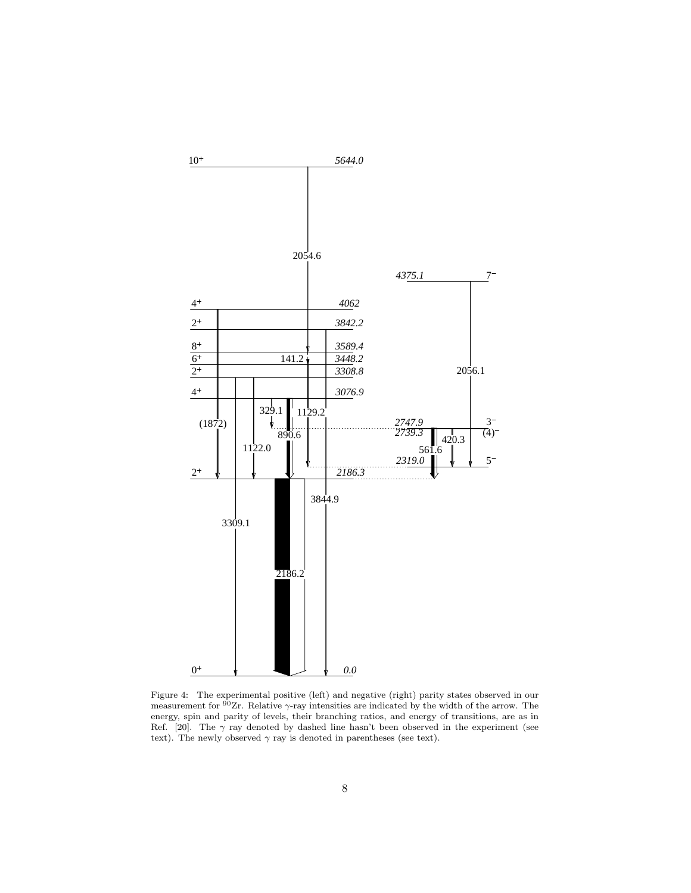Figure 4: The experimental positive (left) and negative (right) parity states observed in our measurement for $^{90}$Zr. Relative $\gamma$-ray intensities are indicated by the width of the arrow. The energy, spin and parity of levels, their branching ratios, and energy of transitions, are as in Ref. [20]. The $\gamma$ ray denoted by dashed line hasn't been observed in the experiment (see text). The newly observed $\gamma$ ray is denoted in parentheses (see text).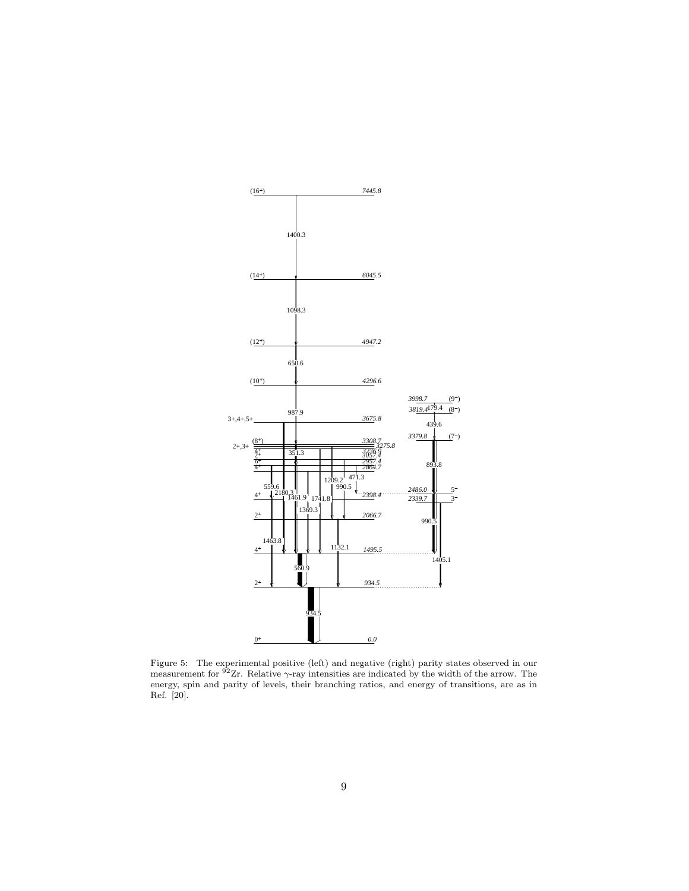Figure 5: The experimental positive (left) and negative (right) parity states observed in our measurement for $^{92}$Zr. Relative $\gamma$-ray intensities are indicated by the width of the arrow. The energy, spin and parity of levels, their branching ratios, and energy of transitions, are as in Ref. [20].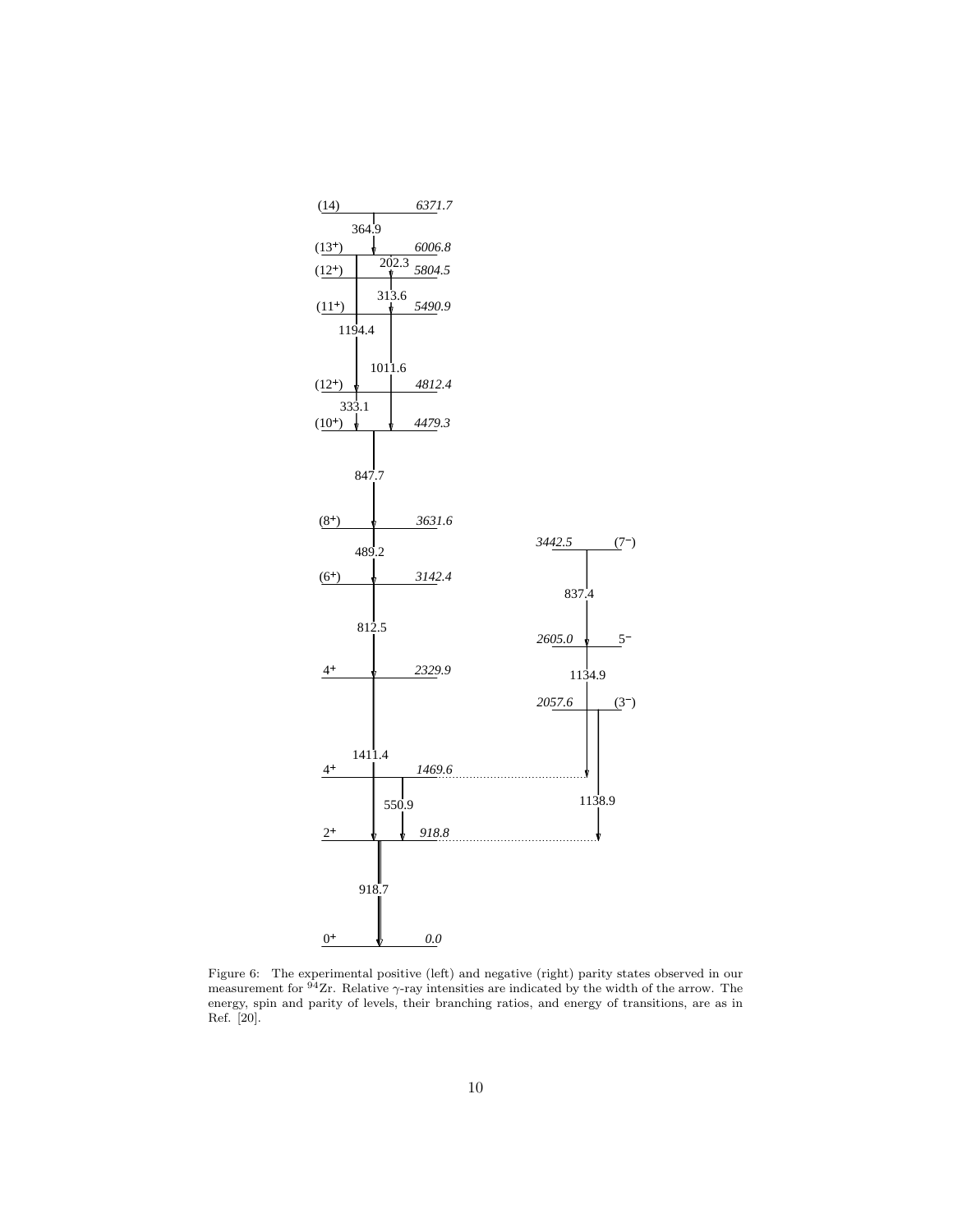Figure 6: The experimental positive (left) and negative (right) parity states observed in our measurement for $^{94}$Zr. Relative $\gamma$-ray intensities are indicated by the width of the arrow. The energy, spin and parity of levels, their branching ratios, and energy of transitions, are as in Ref. [20].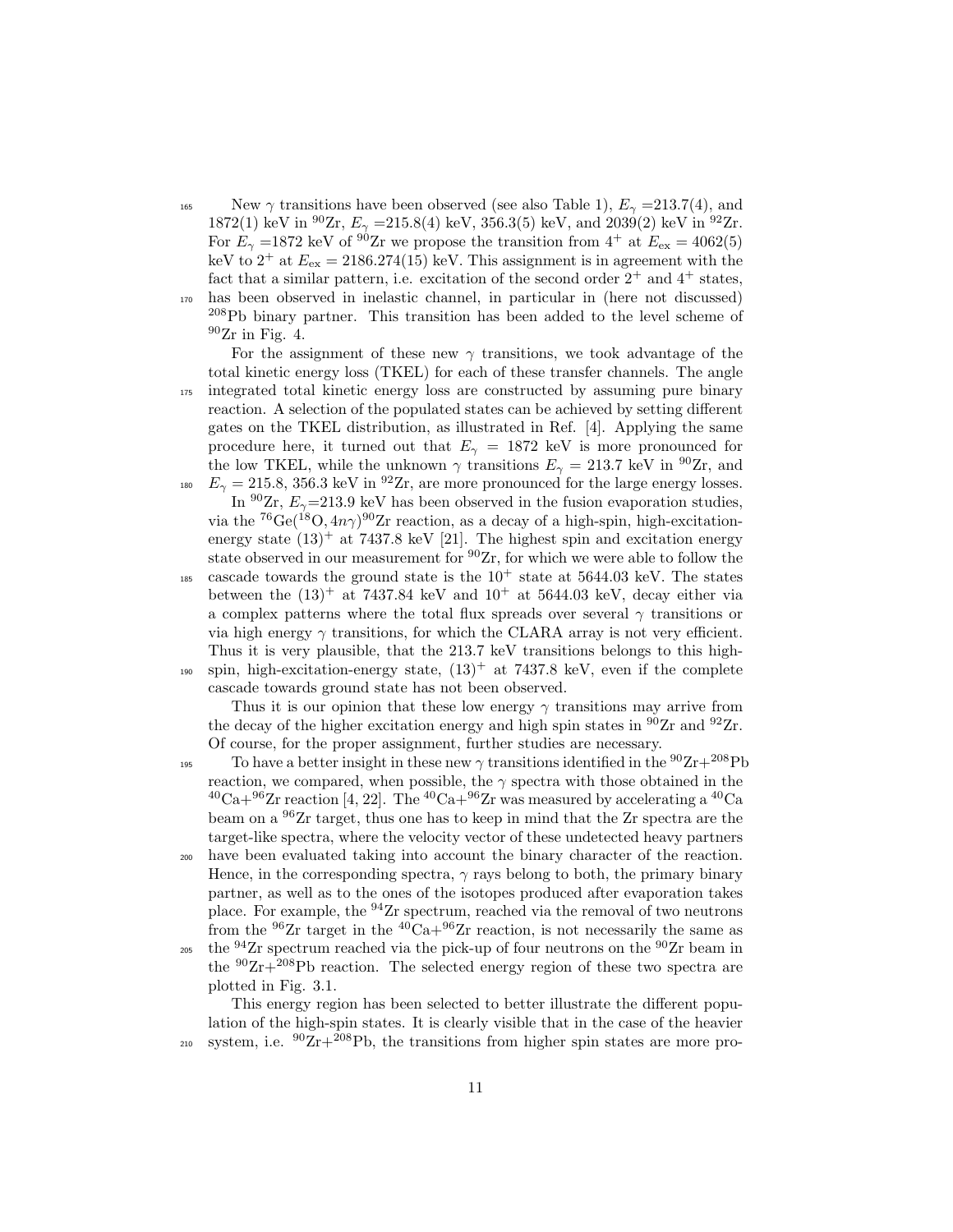New $\gamma$ transitions have been observed (see also Table 1), $E_\gamma$ =213.7(4), and 1872(1) keV in $^{90}$Zr, $E_\gamma$ =215.8(4) keV, 356.3(5) keV, and 2039(2) keV in $^{92}$Zr. For $E_\gamma$ =1872 keV of $^{90}$Zr we propose the transition from $4^+$ at $E_{\rm ex} = 4062(5)$ keV to $2^+$ at $E_{\rm ex} = 2186.274(15)$ keV. This assignment is in agreement with the fact that a similar pattern, i.e. excitation of the second order $2^+$ and $4^+$ states, has been observed in inelastic channel, in particular in (here not discussed) $^{208}$Pb binary partner. This transition has been added to the level scheme of $^{90}$Zr in Fig. 4.

For the assignment of these new $\gamma$ transitions, we took advantage of the total kinetic energy loss (TKEL) for each of these transfer channels. The angle integrated total kinetic energy loss are constructed by assuming pure binary reaction. A selection of the populated states can be achieved by setting different gates on the TKEL distribution, as illustrated in Ref. [4]. Applying the same procedure here, it turned out that $E_\gamma$ = 1872 keV is more pronounced for the low TKEL, while the unknown $\gamma$ transitions $E_\gamma$ = 213.7 keV in $^{90}$Zr, and $E_\gamma$ = 215.8, 356.3 keV in $^{92}$Zr, are more pronounced for the large energy losses.

In $^{90}$Zr, $E_\gamma$=213.9 keV has been observed in the fusion evaporation studies, via the $^{76}$Ge($^{18}$O$, 4n\gamma$)$^{90}$Zr reaction, as a decay of a high-spin, high-excitation-energy state $(13)^+$ at 7437.8 keV [21]. The highest spin and excitation energy state observed in our measurement for $^{90}$Zr, for which we were able to follow the cascade towards the ground state is the $10^+$ state at 5644.03 keV. The states between the $(13)^+$ at 7437.84 keV and $10^+$ at 5644.03 keV, decay either via a complex patterns where the total flux spreads over several $\gamma$ transitions or via high energy $\gamma$ transitions, for which the CLARA array is not very efficient. Thus it is very plausible, that the 213.7 keV transitions belongs to this high-spin, high-excitation-energy state, $(13)^+$ at 7437.8 keV, even if the complete cascade towards ground state has not been observed.

Thus it is our opinion that these low energy $\gamma$ transitions may arrive from the decay of the higher excitation energy and high spin states in $^{90}$Zr and $^{92}$Zr. Of course, for the proper assignment, further studies are necessary.

To have a better insight in these new $\gamma$ transitions identified in the $^{90}$Zr+$^{208}$Pb reaction, we compared, when possible, the $\gamma$ spectra with those obtained in the $^{40}$Ca+$^{96}$Zr reaction [4, 22]. The $^{40}$Ca+$^{96}$Zr was measured by accelerating a $^{40}$Ca beam on a $^{96}$Zr target, thus one has to keep in mind that the Zr spectra are the target-like spectra, where the velocity vector of these undetected heavy partners have been evaluated taking into account the binary character of the reaction. Hence, in the corresponding spectra, $\gamma$ rays belong to both, the primary binary partner, as well as to the ones of the isotopes produced after evaporation takes place. For example, the $^{94}$Zr spectrum, reached via the removal of two neutrons from the $^{96}$Zr target in the $^{40}$Ca+$^{96}$Zr reaction, is not necessarily the same as the $^{94}$Zr spectrum reached via the pick-up of four neutrons on the $^{90}$Zr beam in the $^{90}$Zr+$^{208}$Pb reaction. The selected energy region of these two spectra are plotted in Fig. 3.1.

This energy region has been selected to better illustrate the different population of the high-spin states. It is clearly visible that in the case of the heavier system, i.e. $^{90}$Zr+$^{208}$Pb, the transitions from higher spin states are more pro-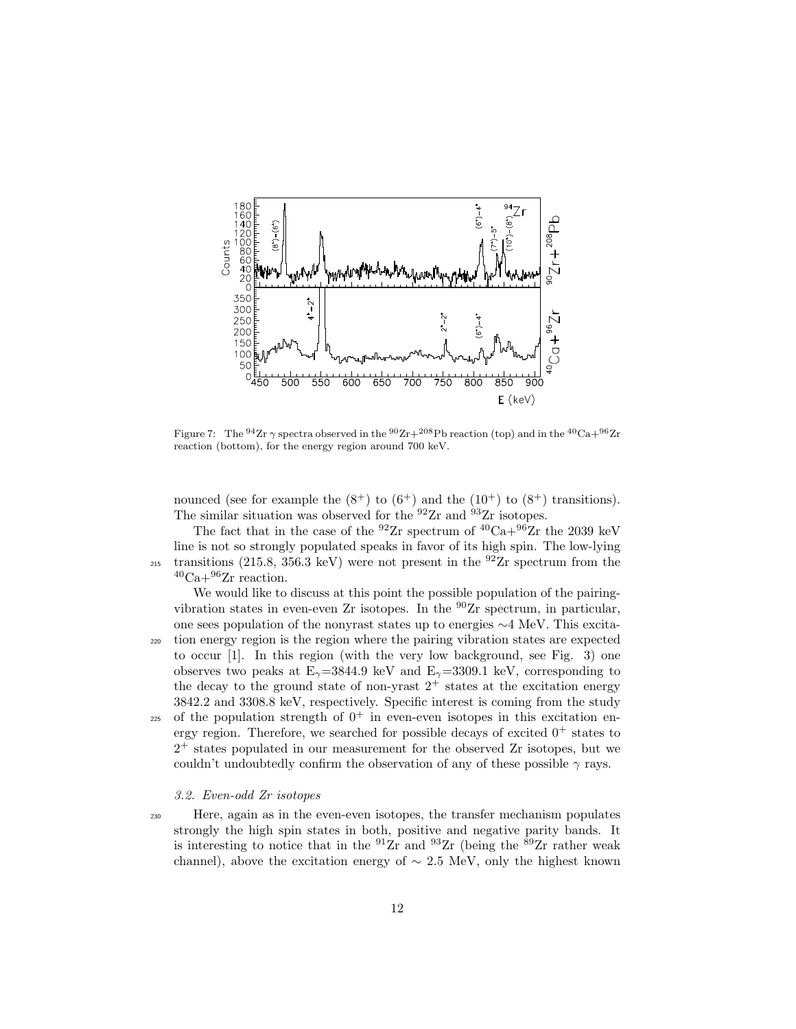Figure 7: The $^{94}$Zr $\gamma$ spectra observed in the $^{90}$Zr+$^{208}$Pb reaction (top) and in the $^{40}$Ca+$^{96}$Zr reaction (bottom), for the energy region around 700 keV.

nounced (see for example the $(8^+)$ to $(6^+)$ and the $(10^+)$ to $(8^+)$ transitions). The similar situation was observed for the $^{92}$Zr and $^{93}$Zr isotopes.

The fact that in the case of the $^{92}$Zr spectrum of $^{40}$Ca+$^{96}$Zr the 2039 keV line is not so strongly populated speaks in favor of its high spin. The low-lying transitions (215.8, 356.3 keV) were not present in the $^{92}$Zr spectrum from the $^{40}$Ca+$^{96}$Zr reaction.

We would like to discuss at this point the possible population of the pairing-vibration states in even-even Zr isotopes. In the $^{90}$Zr spectrum, in particular, one sees population of the nonyrast states up to energies $\sim$4 MeV. This excitation energy region is the region where the pairing vibration states are expected to occur [1]. In this region (with the very low background, see Fig. 3) one observes two peaks at $E_\gamma$=3844.9 keV and $E_\gamma$=3309.1 keV, corresponding to the decay to the ground state of non-yrast $2^+$ states at the excitation energy 3842.2 and 3308.8 keV, respectively. Specific interest is coming from the study of the population strength of $0^+$ in even-even isotopes in this excitation energy region. Therefore, we searched for possible decays of excited $0^+$ states to $2^+$ states populated in our measurement for the observed Zr isotopes, but we couldn't undoubtedly confirm the observation of any of these possible $\gamma$ rays.

### *3.2. Even-odd Zr isotopes*

Here, again as in the even-even isotopes, the transfer mechanism populates strongly the high spin states in both, positive and negative parity bands. It is interesting to notice that in the $^{91}$Zr and $^{93}$Zr (being the $^{89}$Zr rather weak channel), above the excitation energy of $\sim$ 2.5 MeV, only the highest known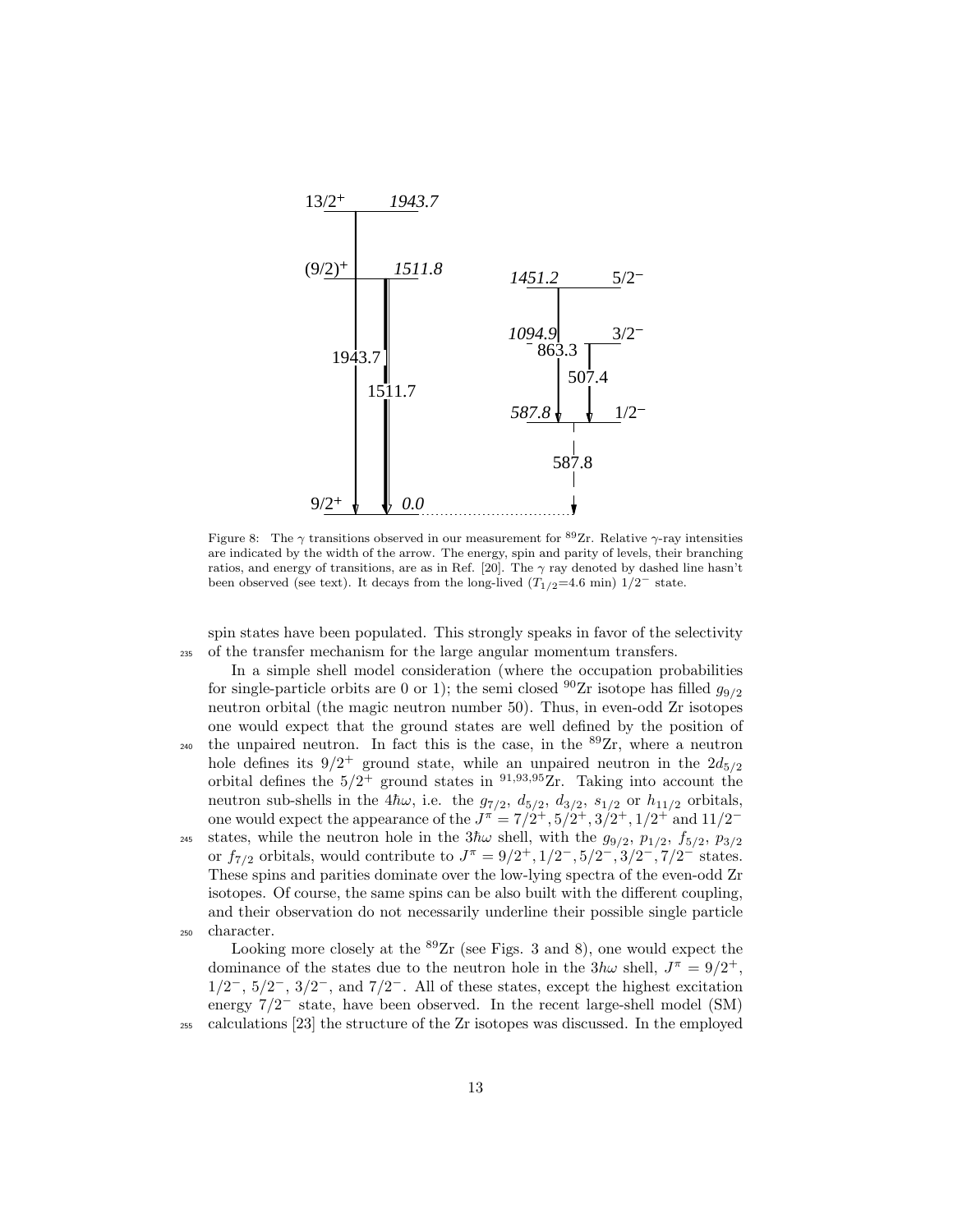Figure 8: The $\gamma$ transitions observed in our measurement for $^{89}$Zr. Relative $\gamma$-ray intensities are indicated by the width of the arrow. The energy, spin and parity of levels, their branching ratios, and energy of transitions, are as in Ref. [20]. The $\gamma$ ray denoted by dashed line hasn't been observed (see text). It decays from the long-lived ($T_{1/2}$=4.6 min) $1/2^-$ state.

spin states have been populated. This strongly speaks in favor of the selectivity of the transfer mechanism for the large angular momentum transfers.

In a simple shell model consideration (where the occupation probabilities for single-particle orbits are 0 or 1); the semi closed $^{90}$Zr isotope has filled $g_{9/2}$ neutron orbital (the magic neutron number 50). Thus, in even-odd Zr isotopes one would expect that the ground states are well defined by the position of the unpaired neutron. In fact this is the case, in the $^{89}$Zr, where a neutron hole defines its $9/2^+$ ground state, while an unpaired neutron in the $2d_{5/2}$ orbital defines the $5/2^+$ ground states in $^{91,93,95}$Zr. Taking into account the neutron sub-shells in the $4\hbar\omega$, i.e. the $g_{7/2}$, $d_{5/2}$, $d_{3/2}$, $s_{1/2}$ or $h_{11/2}$ orbitals, one would expect the appearance of the $J^\pi = 7/2^+, 5/2^+, 3/2^+, 1/2^+$ and $11/2^-$ states, while the neutron hole in the $3\hbar\omega$ shell, with the $g_{9/2}$, $p_{1/2}$, $f_{5/2}$, $p_{3/2}$ or $f_{7/2}$ orbitals, would contribute to $J^\pi = 9/2^+, 1/2^-, 5/2^-, 3/2^-, 7/2^-$ states. These spins and parities dominate over the low-lying spectra of the even-odd Zr isotopes. Of course, the same spins can be also built with the different coupling, and their observation do not necessarily underline their possible single particle character.

Looking more closely at the $^{89}$Zr (see Figs. 3 and 8), one would expect the dominance of the states due to the neutron hole in the $3h\omega$ shell, $J^\pi = 9/2^+$, $1/2^-$, $5/2^-$, $3/2^-$, and $7/2^-$. All of these states, except the highest excitation energy $7/2^-$ state, have been observed. In the recent large-shell model (SM) calculations [23] the structure of the Zr isotopes was discussed. In the employed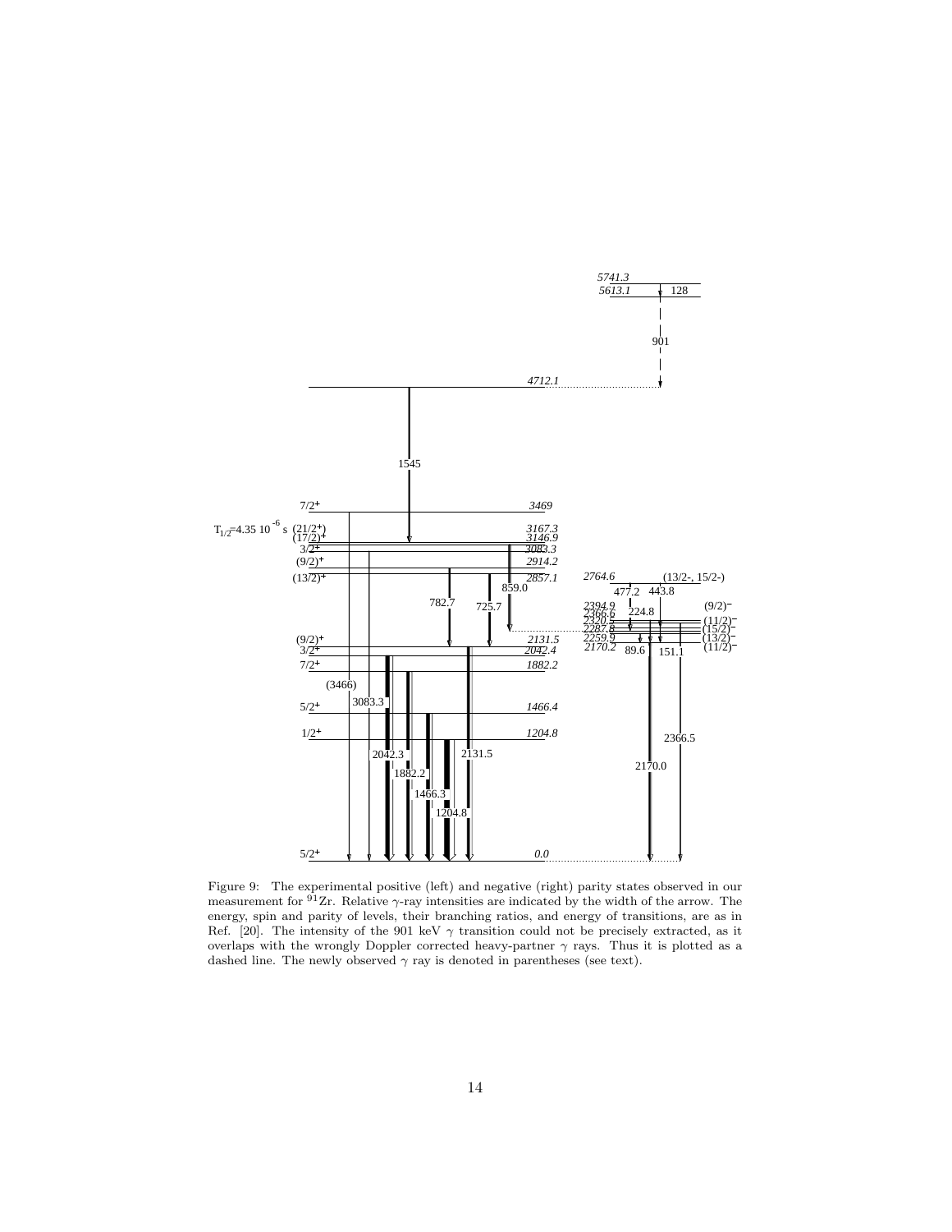Figure 9: The experimental positive (left) and negative (right) parity states observed in our measurement for $^{91}$Zr. Relative $\gamma$-ray intensities are indicated by the width of the arrow. The energy, spin and parity of levels, their branching ratios, and energy of transitions, are as in Ref. [20]. The intensity of the 901 keV $\gamma$ transition could not be precisely extracted, as it overlaps with the wrongly Doppler corrected heavy-partner $\gamma$ rays. Thus it is plotted as a dashed line. The newly observed $\gamma$ ray is denoted in parentheses (see text).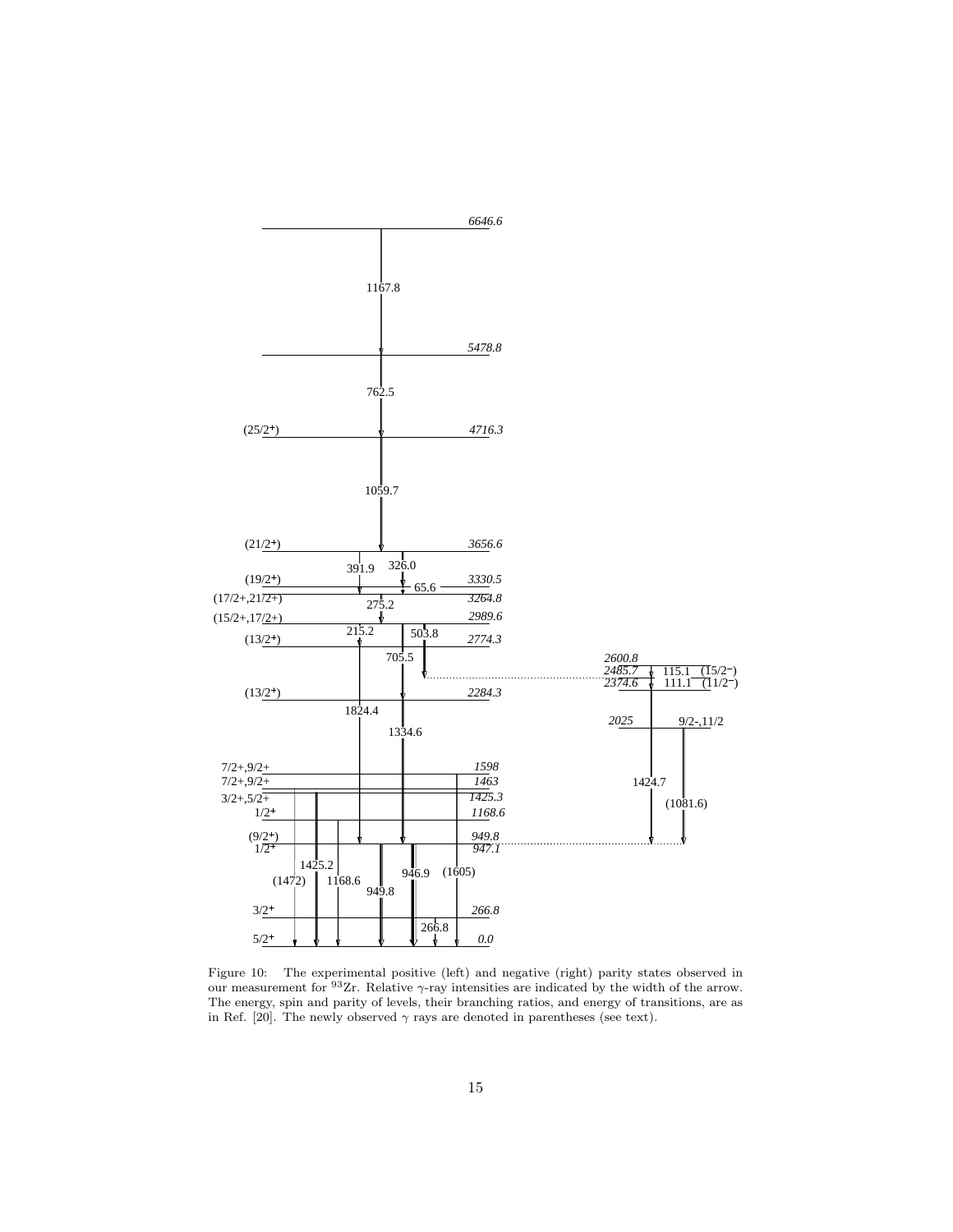Figure 10: The experimental positive (left) and negative (right) parity states observed in our measurement for $^{93}$Zr. Relative $\gamma$-ray intensities are indicated by the width of the arrow. The energy, spin and parity of levels, their branching ratios, and energy of transitions, are as in Ref. [20]. The newly observed $\gamma$ rays are denoted in parentheses (see text).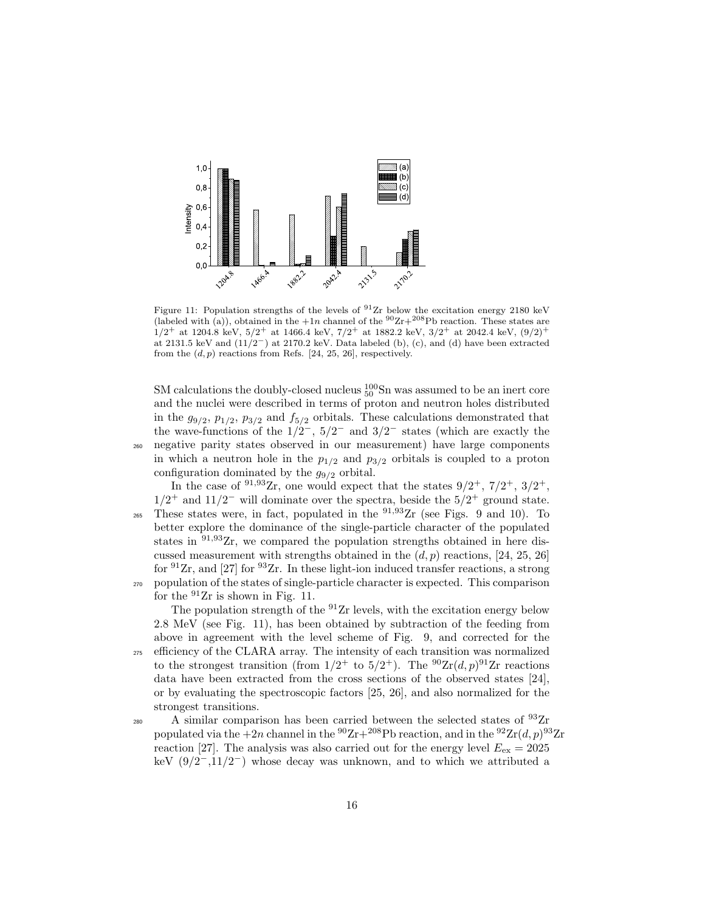Figure 11: Population strengths of the levels of $^{91}$Zr below the excitation energy 2180 keV (labeled with (a)), obtained in the $+1n$ channel of the $^{90}$Zr+$^{208}$Pb reaction. These states are $1/2^+$ at 1204.8 keV, $5/2^+$ at 1466.4 keV, $7/2^+$ at 1882.2 keV, $3/2^+$ at 2042.4 keV, $(9/2)^+$ at 2131.5 keV and $(11/2^-)$ at 2170.2 keV. Data labeled (b), (c), and (d) have been extracted from the $(d, p)$ reactions from Refs. [24, 25, 26], respectively.

SM calculations the doubly-closed nucleus $^{100}_{50}$Sn was assumed to be an inert core and the nuclei were described in terms of proton and neutron holes distributed in the $g_{9/2}$, $p_{1/2}$, $p_{3/2}$ and $f_{5/2}$ orbitals. These calculations demonstrated that the wave-functions of the $1/2^-$, $5/2^-$ and $3/2^-$ states (which are exactly the negative parity states observed in our measurement) have large components in which a neutron hole in the $p_{1/2}$ and $p_{3/2}$ orbitals is coupled to a proton configuration dominated by the $g_{9/2}$ orbital.

In the case of $^{91,93}$Zr, one would expect that the states $9/2^+$, $7/2^+$, $3/2^+$, $1/2^+$ and $11/2^-$ will dominate over the spectra, beside the $5/2^+$ ground state. These states were, in fact, populated in the $^{91,93}$Zr (see Figs. 9 and 10). To better explore the dominance of the single-particle character of the populated states in $^{91,93}$Zr, we compared the population strengths obtained in here discussed measurement with strengths obtained in the $(d, p)$ reactions, [24, 25, 26] for $^{91}$Zr, and [27] for $^{93}$Zr. In these light-ion induced transfer reactions, a strong population of the states of single-particle character is expected. This comparison for the $^{91}$Zr is shown in Fig. 11.

The population strength of the $^{91}$Zr levels, with the excitation energy below 2.8 MeV (see Fig. 11), has been obtained by subtraction of the feeding from above in agreement with the level scheme of Fig. 9, and corrected for the efficiency of the CLARA array. The intensity of each transition was normalized to the strongest transition (from $1/2^+$ to $5/2^+$). The $^{90}$Zr$(d, p)^{91}$Zr reactions data have been extracted from the cross sections of the observed states [24], or by evaluating the spectroscopic factors [25, 26], and also normalized for the strongest transitions.

A similar comparison has been carried between the selected states of $^{93}$Zr populated via the $+2n$ channel in the $^{90}$Zr+$^{208}$Pb reaction, and in the $^{92}$Zr$(d, p)^{93}$Zr reaction [27]. The analysis was also carried out for the energy level $E_{\rm ex} = 2025$ keV $(9/2^-, 11/2^-)$ whose decay was unknown, and to which we attributed a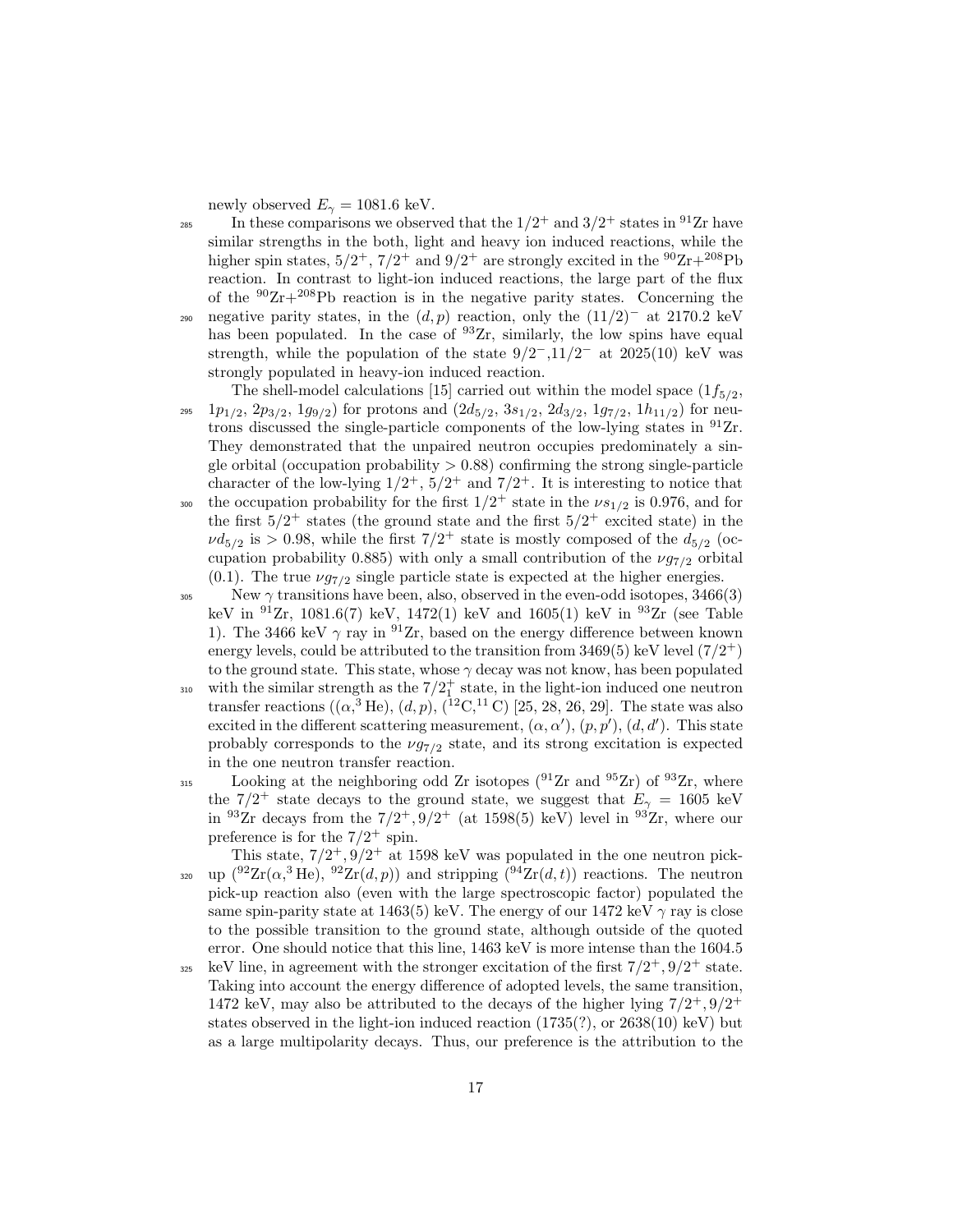newly observed $E_\gamma = 1081.6$ keV.

In these comparisons we observed that the $1/2^+$ and $3/2^+$ states in $^{91}$Zr have similar strengths in the both, light and heavy ion induced reactions, while the higher spin states, $5/2^+$, $7/2^+$ and $9/2^+$ are strongly excited in the $^{90}$Zr+$^{208}$Pb reaction. In contrast to light-ion induced reactions, the large part of the flux of the $^{90}$Zr+$^{208}$Pb reaction is in the negative parity states. Concerning the negative parity states, in the $(d, p)$ reaction, only the $(11/2)^-$ at 2170.2 keV has been populated. In the case of $^{93}$Zr, similarly, the low spins have equal strength, while the population of the state $9/2^-$,$11/2^-$ at 2025(10) keV was strongly populated in heavy-ion induced reaction.

The shell-model calculations [15] carried out within the model space ($1f_{5/2}$, $1p_{1/2}$, $2p_{3/2}$, $1g_{9/2}$) for protons and ($2d_{5/2}$, $3s_{1/2}$, $2d_{3/2}$, $1g_{7/2}$, $1h_{11/2}$) for neutrons discussed the single-particle components of the low-lying states in $^{91}$Zr. They demonstrated that the unpaired neutron occupies predominately a single orbital (occupation probability $> 0.88$) confirming the strong single-particle character of the low-lying $1/2^+$, $5/2^+$ and $7/2^+$. It is interesting to notice that the occupation probability for the first $1/2^+$ state in the $\nu s_{1/2}$ is 0.976, and for the first $5/2^+$ states (the ground state and the first $5/2^+$ excited state) in the $\nu d_{5/2}$ is $> 0.98$, while the first $7/2^+$ state is mostly composed of the $d_{5/2}$ (occupation probability 0.885) with only a small contribution of the $\nu g_{7/2}$ orbital (0.1). The true $\nu g_{7/2}$ single particle state is expected at the higher energies.

New $\gamma$ transitions have been, also, observed in the even-odd isotopes, 3466(3) keV in $^{91}$Zr, 1081.6(7) keV, 1472(1) keV and 1605(1) keV in $^{93}$Zr (see Table 1). The 3466 keV $\gamma$ ray in $^{91}$Zr, based on the energy difference between known energy levels, could be attributed to the transition from 3469(5) keV level ($7/2^+$) to the ground state. This state, whose $\gamma$ decay was not know, has been populated with the similar strength as the $7/2^+_1$ state, in the light-ion induced one neutron transfer reactions (($\alpha$,$^3$He), $(d, p)$, ($^{12}$C,$^{11}$C) [25, 28, 26, 29]. The state was also excited in the different scattering measurement, $(\alpha, \alpha')$, $(p, p')$, $(d, d')$. This state probably corresponds to the $\nu g_{7/2}$ state, and its strong excitation is expected in the one neutron transfer reaction.

Looking at the neighboring odd Zr isotopes ($^{91}$Zr and $^{95}$Zr) of $^{93}$Zr, where the $7/2^+$ state decays to the ground state, we suggest that $E_\gamma = 1605$ keV in $^{93}$Zr decays from the $7/2^+, 9/2^+$ (at 1598(5) keV) level in $^{93}$Zr, where our preference is for the $7/2^+$ spin.

This state, $7/2^+, 9/2^+$ at 1598 keV was populated in the one neutron pick-up ($^{92}$Zr($\alpha$,$^3$He), $^{92}$Zr$(d,p)$) and stripping ($^{94}$Zr$(d,t)$) reactions. The neutron pick-up reaction also (even with the large spectroscopic factor) populated the same spin-parity state at 1463(5) keV. The energy of our 1472 keV $\gamma$ ray is close to the possible transition to the ground state, although outside of the quoted error. One should notice that this line, 1463 keV is more intense than the 1604.5 keV line, in agreement with the stronger excitation of the first $7/2^+, 9/2^+$ state. Taking into account the energy difference of adopted levels, the same transition, 1472 keV, may also be attributed to the decays of the higher lying $7/2^+, 9/2^+$ states observed in the light-ion induced reaction (1735(?), or 2638(10) keV) but as a large multipolarity decays. Thus, our preference is the attribution to the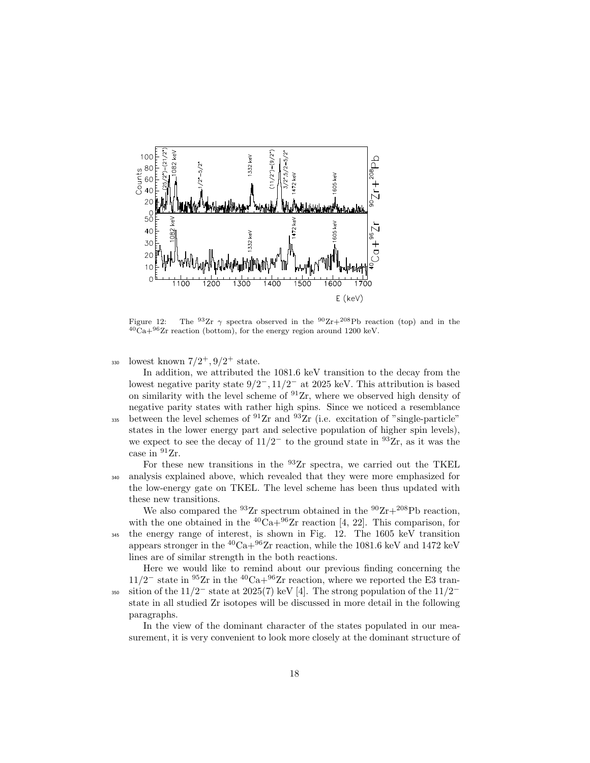Figure 12: The $^{93}$Zr $\gamma$ spectra observed in the $^{90}$Zr+$^{208}$Pb reaction (top) and in the $^{40}$Ca+$^{96}$Zr reaction (bottom), for the energy region around 1200 keV.

lowest known $7/2^+, 9/2^+$ state.

In addition, we attributed the 1081.6 keV transition to the decay from the lowest negative parity state $9/2^-, 11/2^-$ at 2025 keV. This attribution is based on similarity with the level scheme of $^{91}$Zr, where we observed high density of negative parity states with rather high spins. Since we noticed a resemblance between the level schemes of $^{91}$Zr and $^{93}$Zr (i.e. excitation of "single-particle" states in the lower energy part and selective population of higher spin levels), we expect to see the decay of $11/2^-$ to the ground state in $^{93}$Zr, as it was the case in $^{91}$Zr.

For these new transitions in the $^{93}$Zr spectra, we carried out the TKEL analysis explained above, which revealed that they were more emphasized for the low-energy gate on TKEL. The level scheme has been thus updated with these new transitions.

We also compared the $^{93}$Zr spectrum obtained in the $^{90}$Zr+$^{208}$Pb reaction, with the one obtained in the $^{40}$Ca+$^{96}$Zr reaction [4, 22]. This comparison, for the energy range of interest, is shown in Fig. 12. The 1605 keV transition appears stronger in the $^{40}$Ca+$^{96}$Zr reaction, while the 1081.6 keV and 1472 keV lines are of similar strength in the both reactions.

Here we would like to remind about our previous finding concerning the $11/2^-$ state in $^{95}$Zr in the $^{40}$Ca+$^{96}$Zr reaction, where we reported the E3 transition of the $11/2^-$ state at 2025(7) keV [4]. The strong population of the $11/2^-$ state in all studied Zr isotopes will be discussed in more detail in the following paragraphs.

In the view of the dominant character of the states populated in our measurement, it is very convenient to look more closely at the dominant structure of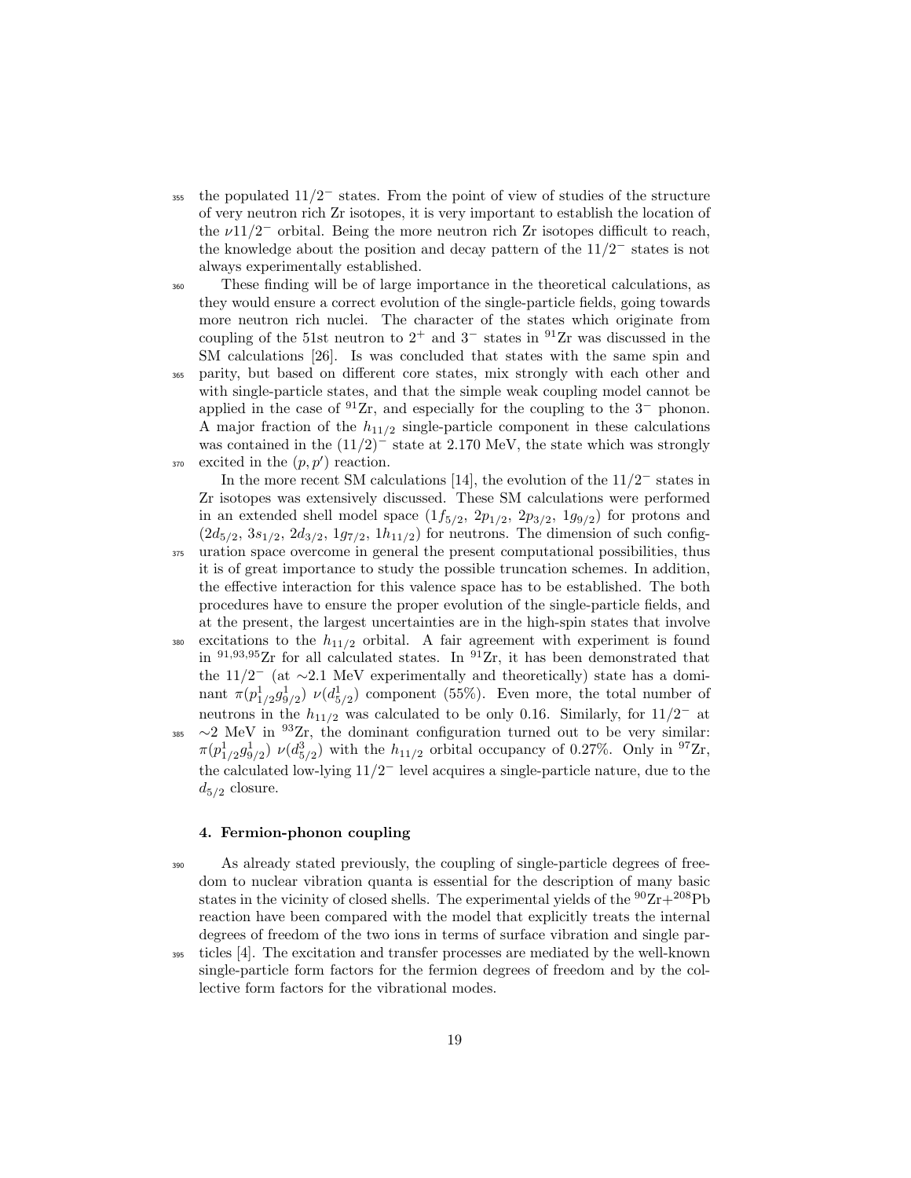the populated $11/2^-$ states. From the point of view of studies of the structure of very neutron rich Zr isotopes, it is very important to establish the location of the $\nu 11/2^-$ orbital. Being the more neutron rich Zr isotopes difficult to reach, the knowledge about the position and decay pattern of the $11/2^-$ states is not always experimentally established.

These finding will be of large importance in the theoretical calculations, as they would ensure a correct evolution of the single-particle fields, going towards more neutron rich nuclei. The character of the states which originate from coupling of the 51st neutron to $2^+$ and $3^-$ states in $^{91}$Zr was discussed in the SM calculations [26]. Is was concluded that states with the same spin and parity, but based on different core states, mix strongly with each other and with single-particle states, and that the simple weak coupling model cannot be applied in the case of $^{91}$Zr, and especially for the coupling to the $3^-$ phonon. A major fraction of the $h_{11/2}$ single-particle component in these calculations was contained in the $(11/2)^-$ state at 2.170 MeV, the state which was strongly excited in the $(p, p')$ reaction.

In the more recent SM calculations [14], the evolution of the $11/2^-$ states in Zr isotopes was extensively discussed. These SM calculations were performed in an extended shell model space ($1f_{5/2}$, $2p_{1/2}$, $2p_{3/2}$, $1g_{9/2}$) for protons and ($2d_{5/2}$, $3s_{1/2}$, $2d_{3/2}$, $1g_{7/2}$, $1h_{11/2}$) for neutrons. The dimension of such configuration space overcome in general the present computational possibilities, thus it is of great importance to study the possible truncation schemes. In addition, the effective interaction for this valence space has to be established. The both procedures have to ensure the proper evolution of the single-particle fields, and at the present, the largest uncertainties are in the high-spin states that involve excitations to the $h_{11/2}$ orbital. A fair agreement with experiment is found in $^{91,93,95}$Zr for all calculated states. In $^{91}$Zr, it has been demonstrated that the $11/2^-$ (at $\sim$2.1 MeV experimentally and theoretically) state has a dominant $\pi(p^1_{1/2}g^1_{9/2})$ $\nu(d^1_{5/2})$ component (55%). Even more, the total number of neutrons in the $h_{11/2}$ was calculated to be only 0.16. Similarly, for $11/2^-$ at $\sim$2 MeV in $^{93}$Zr, the dominant configuration turned out to be very similar: $\pi(p^1_{1/2}g^1_{9/2})$ $\nu(d^3_{5/2})$ with the $h_{11/2}$ orbital occupancy of 0.27%. Only in $^{97}$Zr, the calculated low-lying $11/2^-$ level acquires a single-particle nature, due to the $d_{5/2}$ closure.

## 4. Fermion-phonon coupling

As already stated previously, the coupling of single-particle degrees of freedom to nuclear vibration quanta is essential for the description of many basic states in the vicinity of closed shells. The experimental yields of the $^{90}$Zr+$^{208}$Pb reaction have been compared with the model that explicitly treats the internal degrees of freedom of the two ions in terms of surface vibration and single particles [4]. The excitation and transfer processes are mediated by the well-known single-particle form factors for the fermion degrees of freedom and by the collective form factors for the vibrational modes.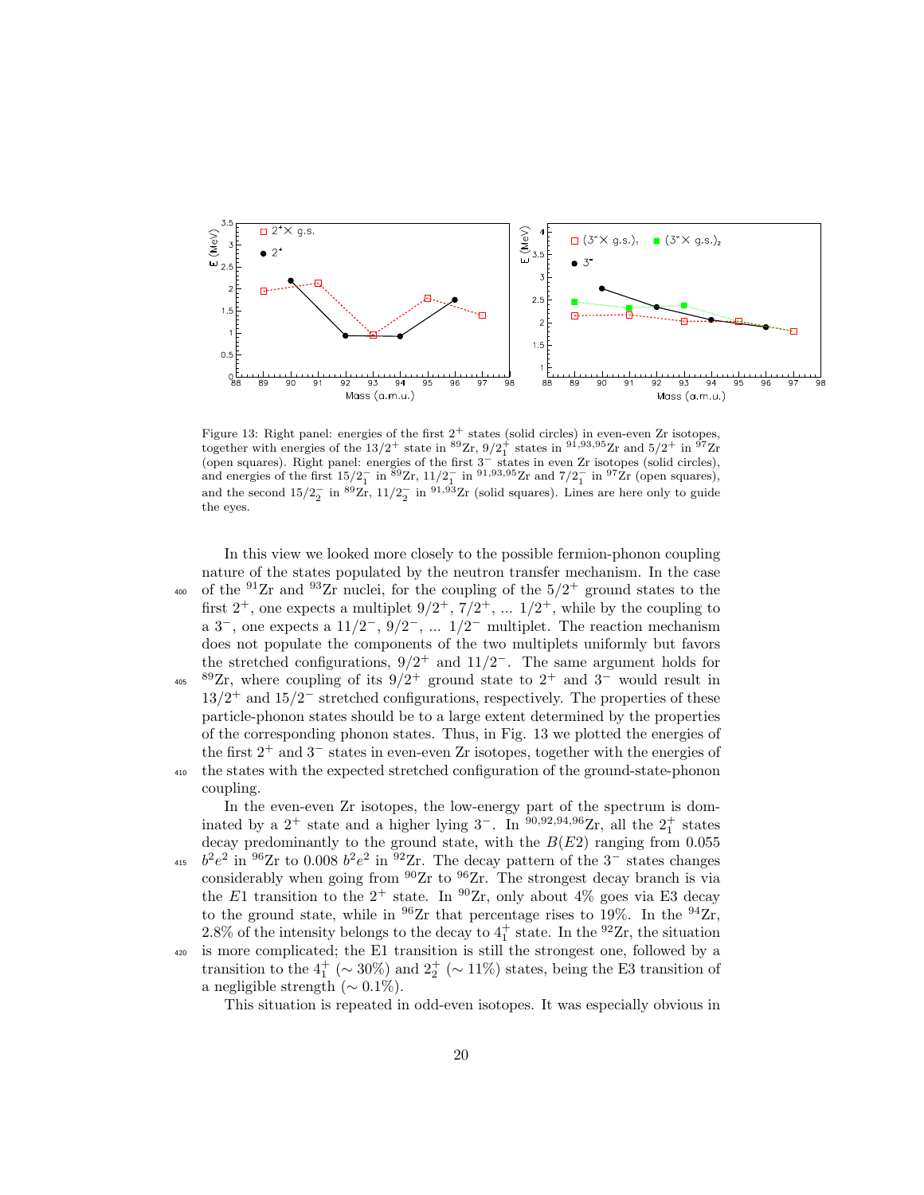Figure 13: Right panel: energies of the first $2^+$ states (solid circles) in even-even Zr isotopes, together with energies of the $13/2^+$ state in $^{89}$Zr, $9/2^+_1$ states in $^{91,93,95}$Zr and $5/2^+$ in $^{97}$Zr (open squares). Right panel: energies of the first $3^-$ states in even Zr isotopes (solid circles), and energies of the first $15/2^-_1$ in $^{89}$Zr, $11/2^-_1$ in $^{91,93,95}$Zr and $7/2^-_1$ in $^{97}$Zr (open squares), and the second $15/2^-_2$ in $^{89}$Zr, $11/2^-_2$ in $^{91,93}$Zr (solid squares). Lines are here only to guide the eyes.

In this view we looked more closely to the possible fermion-phonon coupling nature of the states populated by the neutron transfer mechanism. In the case of the $^{91}$Zr and $^{93}$Zr nuclei, for the coupling of the $5/2^+$ ground states to the first $2^+$, one expects a multiplet $9/2^+$, $7/2^+$, ... $1/2^+$, while by the coupling to a $3^-$, one expects a $11/2^-$, $9/2^-$, ... $1/2^-$ multiplet. The reaction mechanism does not populate the components of the two multiplets uniformly but favors the stretched configurations, $9/2^+$ and $11/2^-$. The same argument holds for $^{89}$Zr, where coupling of its $9/2^+$ ground state to $2^+$ and $3^-$ would result in $13/2^+$ and $15/2^-$ stretched configurations, respectively. The properties of these particle-phonon states should be to a large extent determined by the properties of the corresponding phonon states. Thus, in Fig. 13 we plotted the energies of the first $2^+$ and $3^-$ states in even-even Zr isotopes, together with the energies of the states with the expected stretched configuration of the ground-state-phonon coupling.

In the even-even Zr isotopes, the low-energy part of the spectrum is dominated by a $2^+$ state and a higher lying $3^-$. In $^{90,92,94,96}$Zr, all the $2^+_1$ states decay predominantly to the ground state, with the $B(E2)$ ranging from 0.055 $b^2e^2$ in $^{96}$Zr to 0.008 $b^2e^2$ in $^{92}$Zr. The decay pattern of the $3^-$ states changes considerably when going from $^{90}$Zr to $^{96}$Zr. The strongest decay branch is via the $E1$ transition to the $2^+$ state. In $^{90}$Zr, only about 4% goes via E3 decay to the ground state, while in $^{96}$Zr that percentage rises to 19%. In the $^{94}$Zr, 2.8% of the intensity belongs to the decay to $4^+_1$ state. In the $^{92}$Zr, the situation is more complicated; the E1 transition is still the strongest one, followed by a transition to the $4^+_1$ ($\sim 30\%$) and $2^+_2$ ($\sim 11\%$) states, being the E3 transition of a negligible strength ($\sim 0.1\%$).

This situation is repeated in odd-even isotopes. It was especially obvious in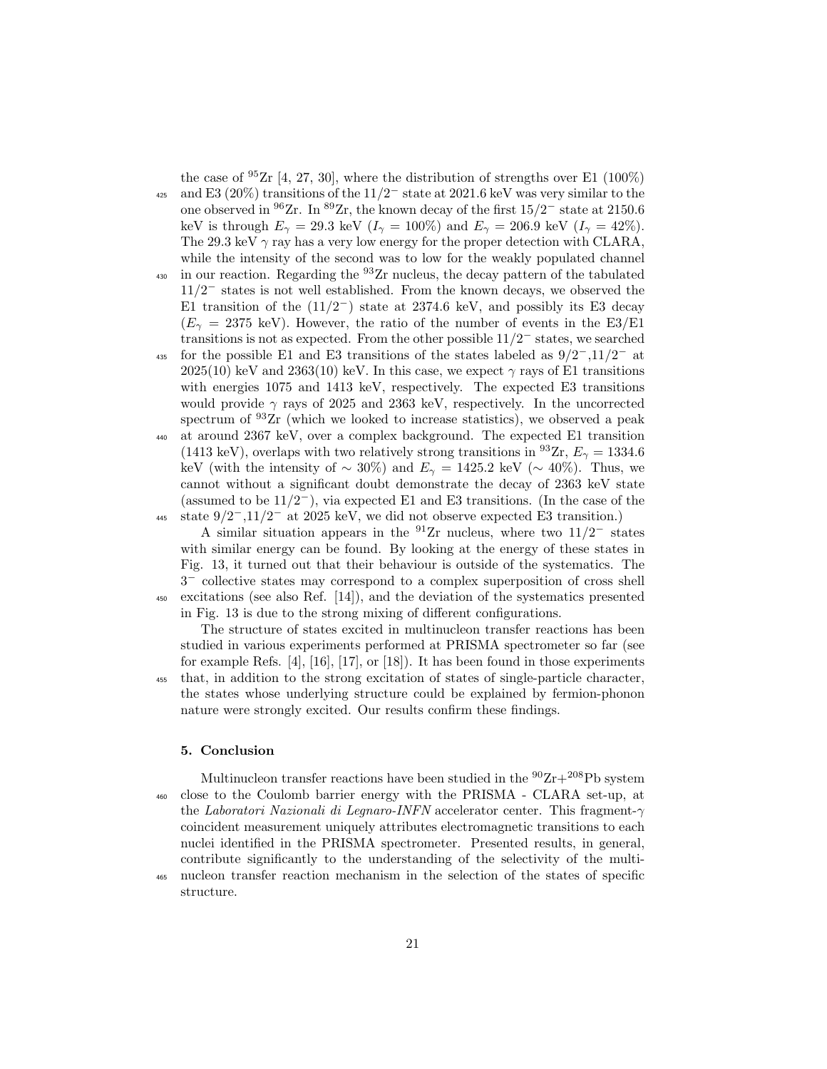the case of $^{95}$Zr [4, 27, 30], where the distribution of strengths over E1 (100%) and E3 (20%) transitions of the $11/2^-$ state at 2021.6 keV was very similar to the one observed in $^{96}$Zr. In $^{89}$Zr, the known decay of the first $15/2^-$ state at 2150.6 keV is through $E_\gamma = 29.3$ keV ($I_\gamma = 100\%$) and $E_\gamma = 206.9$ keV ($I_\gamma = 42\%$). The 29.3 keV $\gamma$ ray has a very low energy for the proper detection with CLARA, while the intensity of the second was to low for the weakly populated channel in our reaction. Regarding the $^{93}$Zr nucleus, the decay pattern of the tabulated $11/2^-$ states is not well established. From the known decays, we observed the E1 transition of the $(11/2^-)$ state at 2374.6 keV, and possibly its E3 decay ($E_\gamma = 2375$ keV). However, the ratio of the number of events in the E3/E1 transitions is not as expected. From the other possible $11/2^-$ states, we searched for the possible E1 and E3 transitions of the states labeled as $9/2^-$,$11/2^-$ at 2025(10) keV and 2363(10) keV. In this case, we expect $\gamma$ rays of E1 transitions with energies 1075 and 1413 keV, respectively. The expected E3 transitions would provide $\gamma$ rays of 2025 and 2363 keV, respectively. In the uncorrected spectrum of $^{93}$Zr (which we looked to increase statistics), we observed a peak at around 2367 keV, over a complex background. The expected E1 transition (1413 keV), overlaps with two relatively strong transitions in $^{93}$Zr, $E_\gamma = 1334.6$ keV (with the intensity of $\sim 30\%$) and $E_\gamma = 1425.2$ keV ($\sim 40\%$). Thus, we cannot without a significant doubt demonstrate the decay of 2363 keV state (assumed to be $11/2^-$), via expected E1 and E3 transitions. (In the case of the state $9/2^-$,$11/2^-$ at 2025 keV, we did not observe expected E3 transition.)

A similar situation appears in the $^{91}$Zr nucleus, where two $11/2^-$ states with similar energy can be found. By looking at the energy of these states in Fig. 13, it turned out that their behaviour is outside of the systematics. The $3^-$ collective states may correspond to a complex superposition of cross shell excitations (see also Ref. [14]), and the deviation of the systematics presented in Fig. 13 is due to the strong mixing of different configurations.

The structure of states excited in multinucleon transfer reactions has been studied in various experiments performed at PRISMA spectrometer so far (see for example Refs. [4], [16], [17], or [18]). It has been found in those experiments that, in addition to the strong excitation of states of single-particle character, the states whose underlying structure could be explained by fermion-phonon nature were strongly excited. Our results confirm these findings.

## 5. Conclusion

Multinucleon transfer reactions have been studied in the $^{90}$Zr+$^{208}$Pb system close to the Coulomb barrier energy with the PRISMA - CLARA set-up, at the *Laboratori Nazionali di Legnaro-INFN* accelerator center. This fragment-$\gamma$ coincident measurement uniquely attributes electromagnetic transitions to each nuclei identified in the PRISMA spectrometer. Presented results, in general, contribute significantly to the understanding of the selectivity of the multi-nucleon transfer reaction mechanism in the selection of the states of specific structure.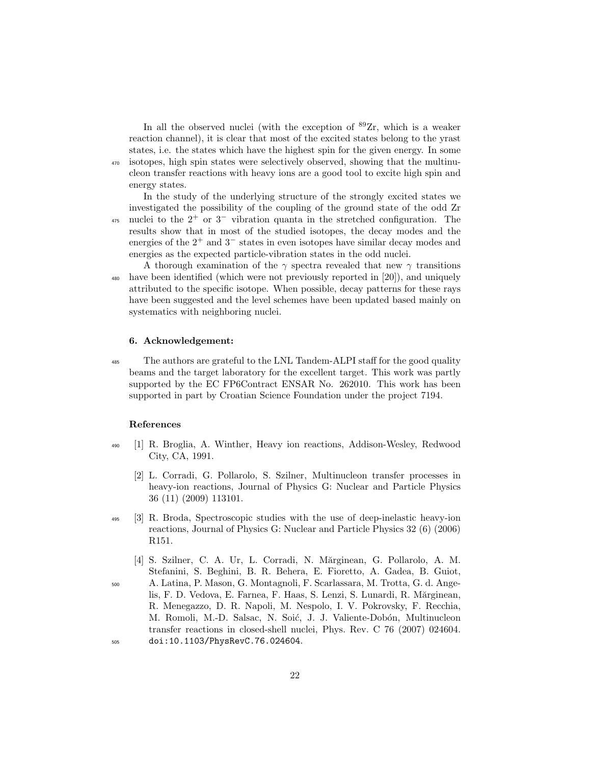In all the observed nuclei (with the exception of $^{89}$Zr, which is a weaker reaction channel), it is clear that most of the excited states belong to the yrast states, i.e. the states which have the highest spin for the given energy. In some isotopes, high spin states were selectively observed, showing that the multinucleon transfer reactions with heavy ions are a good tool to excite high spin and energy states.

In the study of the underlying structure of the strongly excited states we investigated the possibility of the coupling of the ground state of the odd Zr nuclei to the $2^+$ or $3^-$ vibration quanta in the stretched configuration. The results show that in most of the studied isotopes, the decay modes and the energies of the $2^+$ and $3^-$ states in even isotopes have similar decay modes and energies as the expected particle-vibration states in the odd nuclei.

A thorough examination of the $\gamma$ spectra revealed that new $\gamma$ transitions have been identified (which were not previously reported in [20]), and uniquely attributed to the specific isotope. When possible, decay patterns for these rays have been suggested and the level schemes have been updated based mainly on systematics with neighboring nuclei.

### 6. Acknowledgement:

The authors are grateful to the LNL Tandem-ALPI staff for the good quality beams and the target laboratory for the excellent target. This work was partly supported by the EC FP6Contract ENSAR No. 262010. This work has been supported in part by Croatian Science Foundation under the project 7194.

### References

[1] R. Broglia, A. Winther, Heavy ion reactions, Addison-Wesley, Redwood City, CA, 1991.

[2] L. Corradi, G. Pollarolo, S. Szilner, Multinucleon transfer processes in heavy-ion reactions, Journal of Physics G: Nuclear and Particle Physics 36 (11) (2009) 113101.

[3] R. Broda, Spectroscopic studies with the use of deep-inelastic heavy-ion reactions, Journal of Physics G: Nuclear and Particle Physics 32 (6) (2006) R151.

[4] S. Szilner, C. A. Ur, L. Corradi, N. Mărginean, G. Pollarolo, A. M. Stefanini, S. Beghini, B. R. Behera, E. Fioretto, A. Gadea, B. Guiot, A. Latina, P. Mason, G. Montagnoli, F. Scarlassara, M. Trotta, G. d. Angelis, F. D. Vedova, E. Farnea, F. Haas, S. Lenzi, S. Lunardi, R. Mărginean, R. Menegazzo, D. R. Napoli, M. Nespolo, I. V. Pokrovsky, F. Recchia, M. Romoli, M.-D. Salsac, N. Soić, J. J. Valiente-Dobón, Multinucleon transfer reactions in closed-shell nuclei, Phys. Rev. C 76 (2007) 024604. doi:10.1103/PhysRevC.76.024604.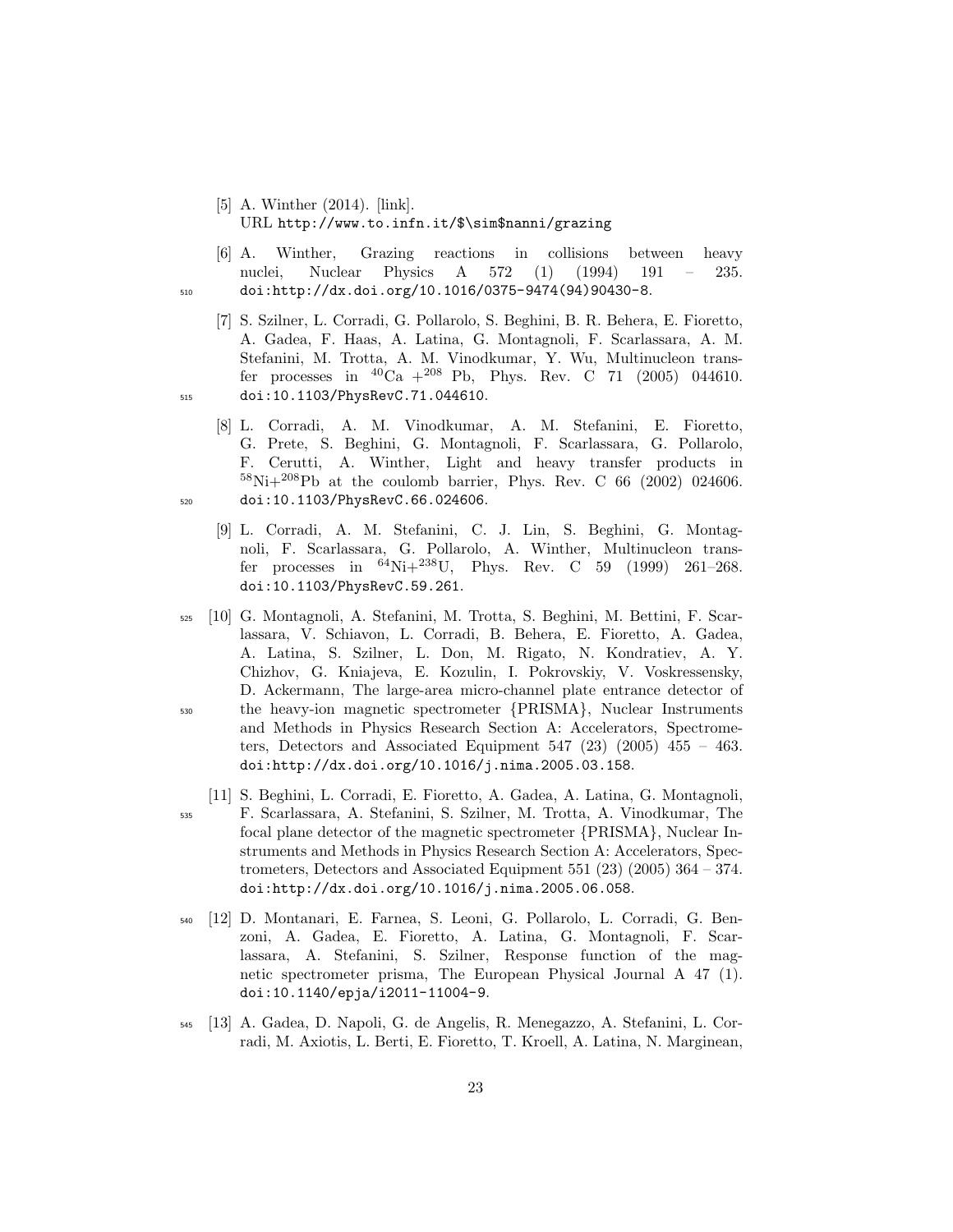[5] A. Winther (2014). [link].
URL http://www.to.infn.it/$\sim$nanni/grazing

[6] A. Winther, Grazing reactions in collisions between heavy nuclei, Nuclear Physics A 572 (1) (1994) 191 – 235. doi:http://dx.doi.org/10.1016/0375-9474(94)90430-8.

[7] S. Szilner, L. Corradi, G. Pollarolo, S. Beghini, B. R. Behera, E. Fioretto, A. Gadea, F. Haas, A. Latina, G. Montagnoli, F. Scarlassara, A. M. Stefanini, M. Trotta, A. M. Vinodkumar, Y. Wu, Multinucleon transfer processes in $^{40}$Ca +$^{208}$ Pb, Phys. Rev. C 71 (2005) 044610. doi:10.1103/PhysRevC.71.044610.

[8] L. Corradi, A. M. Vinodkumar, A. M. Stefanini, E. Fioretto, G. Prete, S. Beghini, G. Montagnoli, F. Scarlassara, G. Pollarolo, F. Cerutti, A. Winther, Light and heavy transfer products in $^{58}$Ni+$^{208}$Pb at the coulomb barrier, Phys. Rev. C 66 (2002) 024606. doi:10.1103/PhysRevC.66.024606.

[9] L. Corradi, A. M. Stefanini, C. J. Lin, S. Beghini, G. Montagnoli, F. Scarlassara, G. Pollarolo, A. Winther, Multinucleon transfer processes in $^{64}$Ni+$^{238}$U, Phys. Rev. C 59 (1999) 261–268. doi:10.1103/PhysRevC.59.261.

[10] G. Montagnoli, A. Stefanini, M. Trotta, S. Beghini, M. Bettini, F. Scarlassara, V. Schiavon, L. Corradi, B. Behera, E. Fioretto, A. Gadea, A. Latina, S. Szilner, L. Don, M. Rigato, N. Kondratiev, A. Y. Chizhov, G. Kniajeva, E. Kozulin, I. Pokrovskiy, V. Voskressensky, D. Ackermann, The large-area micro-channel plate entrance detector of the heavy-ion magnetic spectrometer {PRISMA}, Nuclear Instruments and Methods in Physics Research Section A: Accelerators, Spectrometers, Detectors and Associated Equipment 547 (23) (2005) 455 – 463. doi:http://dx.doi.org/10.1016/j.nima.2005.03.158.

[11] S. Beghini, L. Corradi, E. Fioretto, A. Gadea, A. Latina, G. Montagnoli, F. Scarlassara, A. Stefanini, S. Szilner, M. Trotta, A. Vinodkumar, The focal plane detector of the magnetic spectrometer {PRISMA}, Nuclear Instruments and Methods in Physics Research Section A: Accelerators, Spectrometers, Detectors and Associated Equipment 551 (23) (2005) 364 – 374. doi:http://dx.doi.org/10.1016/j.nima.2005.06.058.

[12] D. Montanari, E. Farnea, S. Leoni, G. Pollarolo, L. Corradi, G. Benzoni, A. Gadea, E. Fioretto, A. Latina, G. Montagnoli, F. Scarlassara, A. Stefanini, S. Szilner, Response function of the magnetic spectrometer prisma, The European Physical Journal A 47 (1). doi:10.1140/epja/i2011-11004-9.

[13] A. Gadea, D. Napoli, G. de Angelis, R. Menegazzo, A. Stefanini, L. Corradi, M. Axiotis, L. Berti, E. Fioretto, T. Kroell, A. Latina, N. Marginean,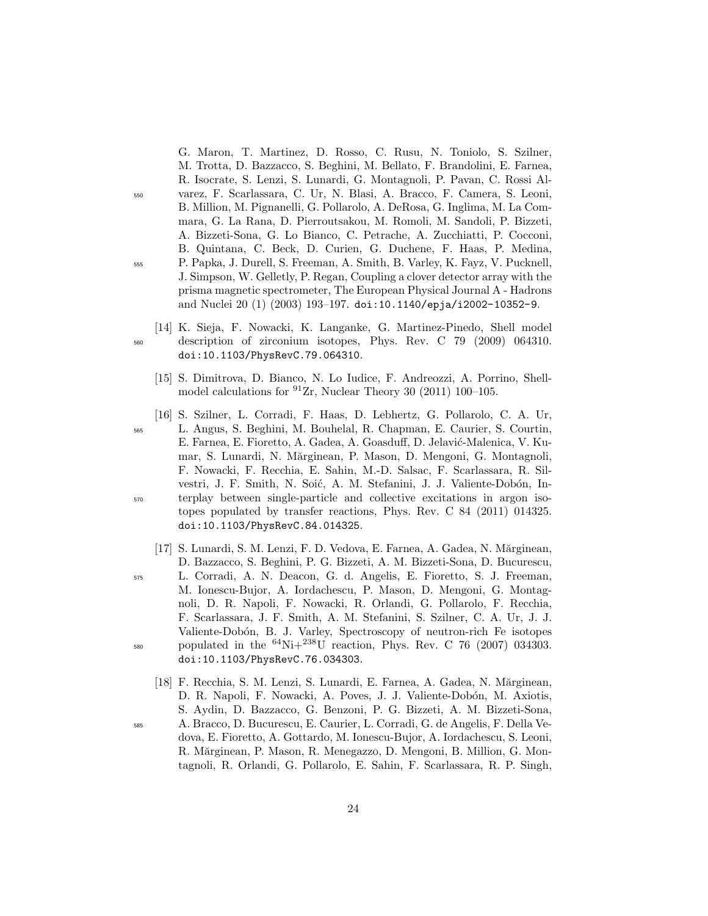G. Maron, T. Martinez, D. Rosso, C. Rusu, N. Toniolo, S. Szilner, M. Trotta, D. Bazzacco, S. Beghini, M. Bellato, F. Brandolini, E. Farnea, R. Isocrate, S. Lenzi, S. Lunardi, G. Montagnoli, P. Pavan, C. Rossi Alvarez, F. Scarlassara, C. Ur, N. Blasi, A. Bracco, F. Camera, S. Leoni, B. Million, M. Pignanelli, G. Pollarolo, A. DeRosa, G. Inglima, M. La Commara, G. La Rana, D. Pierroutsakou, M. Romoli, M. Sandoli, P. Bizzeti, A. Bizzeti-Sona, G. Lo Bianco, C. Petrache, A. Zucchiatti, P. Cocconi, B. Quintana, C. Beck, D. Curien, G. Duchene, F. Haas, P. Medina, P. Papka, J. Durell, S. Freeman, A. Smith, B. Varley, K. Fayz, V. Pucknell, J. Simpson, W. Gelletly, P. Regan, Coupling a clover detector array with the prisma magnetic spectrometer, The European Physical Journal A - Hadrons and Nuclei 20 (1) (2003) 193–197. doi:10.1140/epja/i2002-10352-9.

[14] K. Sieja, F. Nowacki, K. Langanke, G. Martinez-Pinedo, Shell model description of zirconium isotopes, Phys. Rev. C 79 (2009) 064310. doi:10.1103/PhysRevC.79.064310.

[15] S. Dimitrova, D. Bianco, N. Lo Iudice, F. Andreozzi, A. Porrino, Shell-model calculations for $^{91}$Zr, Nuclear Theory 30 (2011) 100–105.

[16] S. Szilner, L. Corradi, F. Haas, D. Lebhertz, G. Pollarolo, C. A. Ur, L. Angus, S. Beghini, M. Bouhelal, R. Chapman, E. Caurier, S. Courtin, E. Farnea, E. Fioretto, A. Gadea, A. Goasduff, D. Jelavić-Malenica, V. Kumar, S. Lunardi, N. Mărginean, P. Mason, D. Mengoni, G. Montagnoli, F. Nowacki, F. Recchia, E. Sahin, M.-D. Salsac, F. Scarlassara, R. Silvestri, J. F. Smith, N. Soić, A. M. Stefanini, J. J. Valiente-Dobón, Interplay between single-particle and collective excitations in argon isotopes populated by transfer reactions, Phys. Rev. C 84 (2011) 014325. doi:10.1103/PhysRevC.84.014325.

[17] S. Lunardi, S. M. Lenzi, F. D. Vedova, E. Farnea, A. Gadea, N. Mărginean, D. Bazzacco, S. Beghini, P. G. Bizzeti, A. M. Bizzeti-Sona, D. Bucurescu, L. Corradi, A. N. Deacon, G. d. Angelis, E. Fioretto, S. J. Freeman, M. Ionescu-Bujor, A. Iordachescu, P. Mason, D. Mengoni, G. Montagnoli, D. R. Napoli, F. Nowacki, R. Orlandi, G. Pollarolo, F. Recchia, F. Scarlassara, J. F. Smith, A. M. Stefanini, S. Szilner, C. A. Ur, J. J. Valiente-Dobón, B. J. Varley, Spectroscopy of neutron-rich Fe isotopes populated in the $^{64}$Ni+$^{238}$U reaction, Phys. Rev. C 76 (2007) 034303. doi:10.1103/PhysRevC.76.034303.

[18] F. Recchia, S. M. Lenzi, S. Lunardi, E. Farnea, A. Gadea, N. Mărginean, D. R. Napoli, F. Nowacki, A. Poves, J. J. Valiente-Dobón, M. Axiotis, S. Aydin, D. Bazzacco, G. Benzoni, P. G. Bizzeti, A. M. Bizzeti-Sona, A. Bracco, D. Bucurescu, E. Caurier, L. Corradi, G. de Angelis, F. Della Vedova, E. Fioretto, A. Gottardo, M. Ionescu-Bujor, A. Iordachescu, S. Leoni, R. Mărginean, P. Mason, R. Menegazzo, D. Mengoni, B. Million, G. Montagnoli, R. Orlandi, G. Pollarolo, E. Sahin, F. Scarlassara, R. P. Singh,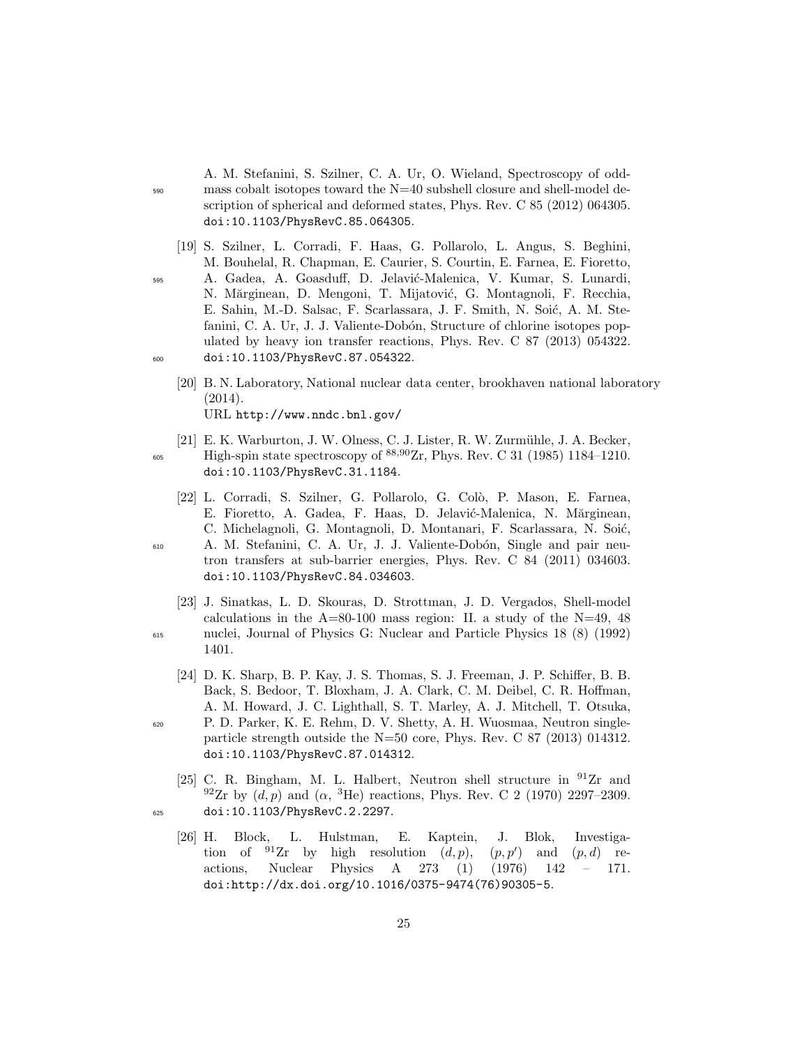A. M. Stefanini, S. Szilner, C. A. Ur, O. Wieland, Spectroscopy of odd-mass cobalt isotopes toward the N=40 subshell closure and shell-model description of spherical and deformed states, Phys. Rev. C 85 (2012) 064305. doi:10.1103/PhysRevC.85.064305.

[19] S. Szilner, L. Corradi, F. Haas, G. Pollarolo, L. Angus, S. Beghini, M. Bouhelal, R. Chapman, E. Caurier, S. Courtin, E. Farnea, E. Fioretto, A. Gadea, A. Goasduff, D. Jelavić-Malenica, V. Kumar, S. Lunardi, N. Mărginean, D. Mengoni, T. Mijatović, G. Montagnoli, F. Recchia, E. Sahin, M.-D. Salsac, F. Scarlassara, J. F. Smith, N. Soić, A. M. Stefanini, C. A. Ur, J. J. Valiente-Dobón, Structure of chlorine isotopes populated by heavy ion transfer reactions, Phys. Rev. C 87 (2013) 054322. doi:10.1103/PhysRevC.87.054322.

[20] B. N. Laboratory, National nuclear data center, brookhaven national laboratory (2014).
URL http://www.nndc.bnl.gov/

[21] E. K. Warburton, J. W. Olness, C. J. Lister, R. W. Zurmühle, J. A. Becker, High-spin state spectroscopy of $^{88,90}$Zr, Phys. Rev. C 31 (1985) 1184–1210. doi:10.1103/PhysRevC.31.1184.

[22] L. Corradi, S. Szilner, G. Pollarolo, G. Colò, P. Mason, E. Farnea, E. Fioretto, A. Gadea, F. Haas, D. Jelavić-Malenica, N. Mărginean, C. Michelagnoli, G. Montagnoli, D. Montanari, F. Scarlassara, N. Soić, A. M. Stefanini, C. A. Ur, J. J. Valiente-Dobón, Single and pair neutron transfers at sub-barrier energies, Phys. Rev. C 84 (2011) 034603. doi:10.1103/PhysRevC.84.034603.

[23] J. Sinatkas, L. D. Skouras, D. Strottman, J. D. Vergados, Shell-model calculations in the A=80-100 mass region: II. a study of the N=49, 48 nuclei, Journal of Physics G: Nuclear and Particle Physics 18 (8) (1992) 1401.

[24] D. K. Sharp, B. P. Kay, J. S. Thomas, S. J. Freeman, J. P. Schiffer, B. B. Back, S. Bedoor, T. Bloxham, J. A. Clark, C. M. Deibel, C. R. Hoffman, A. M. Howard, J. C. Lighthall, S. T. Marley, A. J. Mitchell, T. Otsuka, P. D. Parker, K. E. Rehm, D. V. Shetty, A. H. Wuosmaa, Neutron single-particle strength outside the N=50 core, Phys. Rev. C 87 (2013) 014312. doi:10.1103/PhysRevC.87.014312.

[25] C. R. Bingham, M. L. Halbert, Neutron shell structure in $^{91}$Zr and $^{92}$Zr by $(d,p)$ and ($\alpha$, $^{3}$He) reactions, Phys. Rev. C 2 (1970) 2297–2309. doi:10.1103/PhysRevC.2.2297.

[26] H. Block, L. Hulstman, E. Kaptein, J. Blok, Investigation of $^{91}$Zr by high resolution $(d,p)$, $(p,p')$ and $(p,d)$ reactions, Nuclear Physics A 273 (1) (1976) 142 – 171. doi:http://dx.doi.org/10.1016/0375-9474(76)90305-5.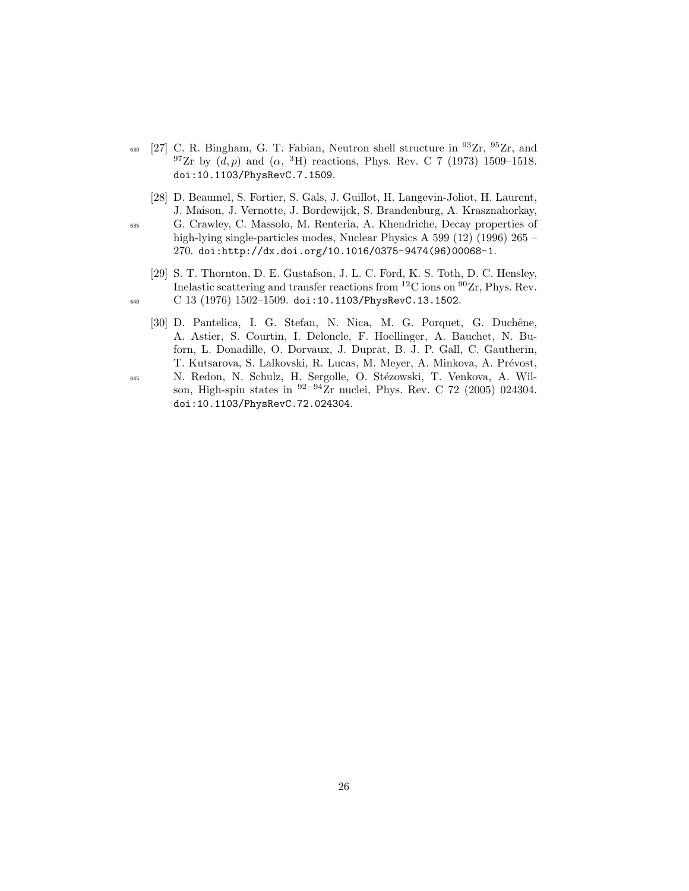[27] C. R. Bingham, G. T. Fabian, Neutron shell structure in $^{93}$Zr, $^{95}$Zr, and $^{97}$Zr by $(d, p)$ and ($\alpha$, $^{3}$H) reactions, Phys. Rev. C 7 (1973) 1509–1518. doi:10.1103/PhysRevC.7.1509.

[28] D. Beaumel, S. Fortier, S. Gals, J. Guillot, H. Langevin-Joliot, H. Laurent, J. Maison, J. Vernotte, J. Bordewijck, S. Brandenburg, A. Krasznahorkay, G. Crawley, C. Massolo, M. Renteria, A. Khendriche, Decay properties of high-lying single-particles modes, Nuclear Physics A 599 (12) (1996) 265 – 270. doi:http://dx.doi.org/10.1016/0375-9474(96)00068-1.

[29] S. T. Thornton, D. E. Gustafson, J. L. C. Ford, K. S. Toth, D. C. Hensley, Inelastic scattering and transfer reactions from $^{12}$C ions on $^{90}$Zr, Phys. Rev. C 13 (1976) 1502–1509. doi:10.1103/PhysRevC.13.1502.

[30] D. Pantelica, I. G. Stefan, N. Nica, M. G. Porquet, G. Duchêne, A. Astier, S. Courtin, I. Deloncle, F. Hoellinger, A. Bauchet, N. Buforn, L. Donadille, O. Dorvaux, J. Duprat, B. J. P. Gall, C. Gautherin, T. Kutsarova, S. Lalkovski, R. Lucas, M. Meyer, A. Minkova, A. Prévost, N. Redon, N. Schulz, H. Sergolle, O. Stézowski, T. Venkova, A. Wilson, High-spin states in $^{92-94}$Zr nuclei, Phys. Rev. C 72 (2005) 024304. doi:10.1103/PhysRevC.72.024304.